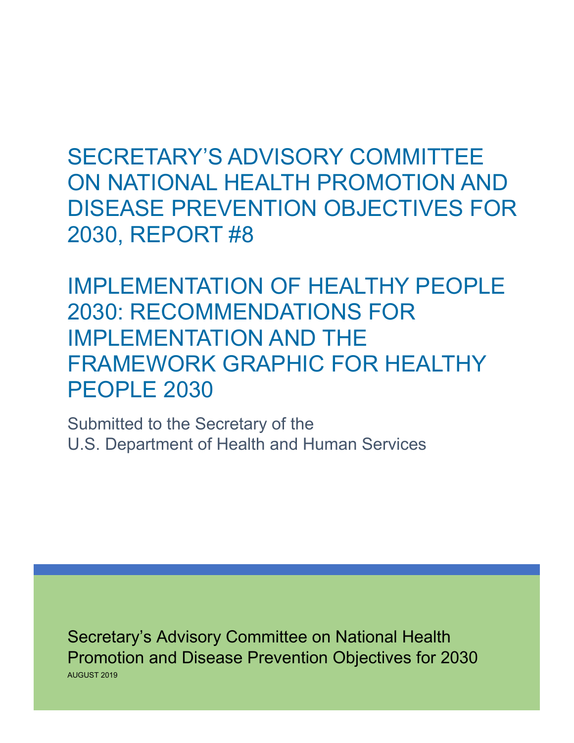# SECRETARY'S ADVISORY COMMITTEE ON NATIONAL HEALTH PROMOTION AND DISEASE PREVENTION OBJECTIVES FOR 2030, REPORT #8

# IMPLEMENTATION OF HEALTHY PEOPLE 2030: RECOMMENDATIONS FOR IMPLEMENTATION AND THE FRAMEWORK GRAPHIC FOR HEALTHY PEOPLE 2030

Submitted to the Secretary of the
U.S. Department of Health and Human Services

Secretary's Advisory Committee on National Health Promotion and Disease Prevention Objectives for 2030

AUGUST 2019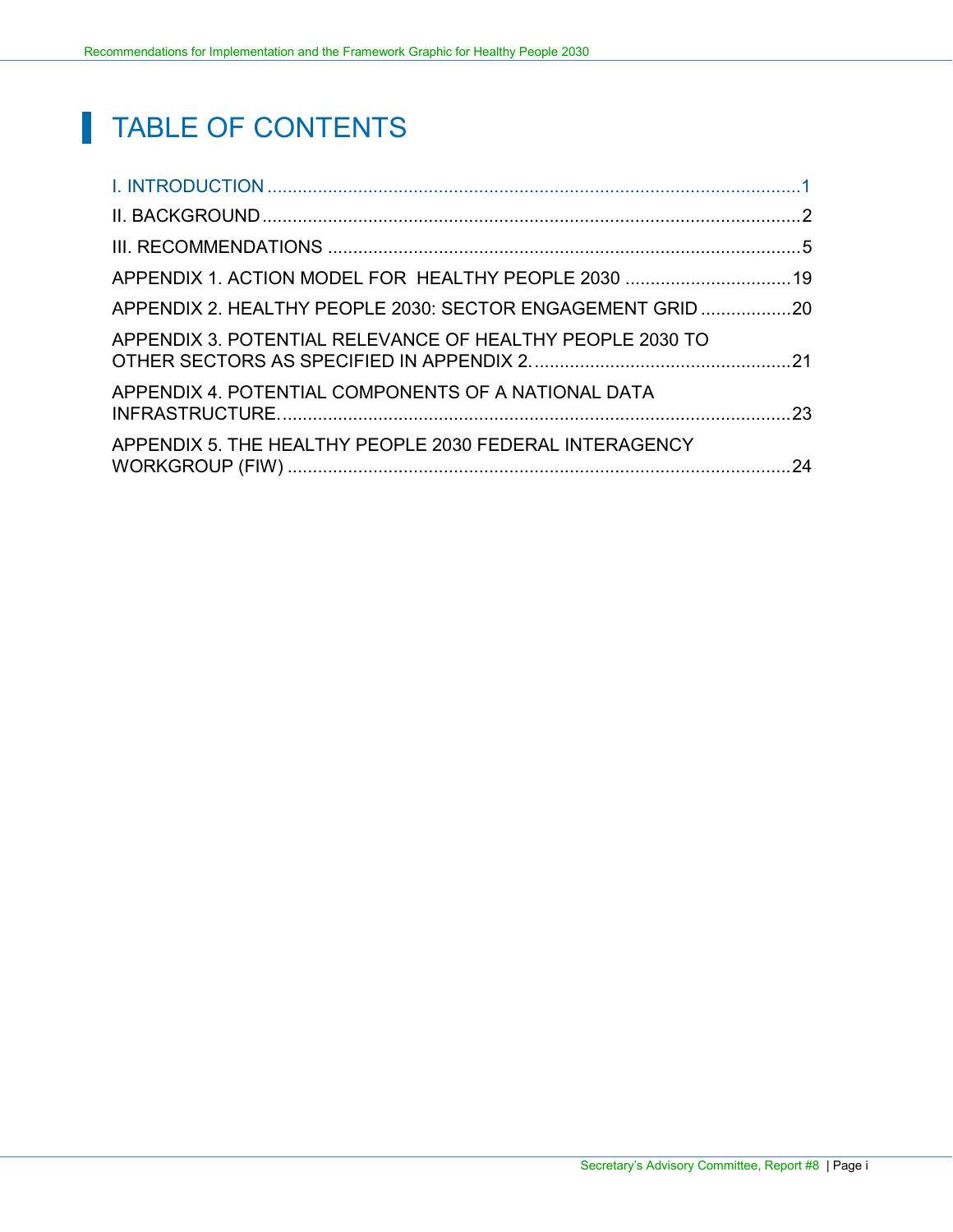# TABLE OF CONTENTS

I. INTRODUCTION ........................................................................................................1

II. BACKGROUND ........................................................................................................2

III. RECOMMENDATIONS ............................................................................................5

APPENDIX 1. ACTION MODEL FOR HEALTHY PEOPLE 2030 ..................................19

APPENDIX 2. HEALTHY PEOPLE 2030: SECTOR ENGAGEMENT GRID ..................20

APPENDIX 3. POTENTIAL RELEVANCE OF HEALTHY PEOPLE 2030 TO OTHER SECTORS AS SPECIFIED IN APPENDIX 2. ....................................................21

APPENDIX 4. POTENTIAL COMPONENTS OF A NATIONAL DATA INFRASTRUCTURE. ....................................................................................................23

APPENDIX 5. THE HEALTHY PEOPLE 2030 FEDERAL INTERAGENCY WORKGROUP (FIW) ....................................................................................................24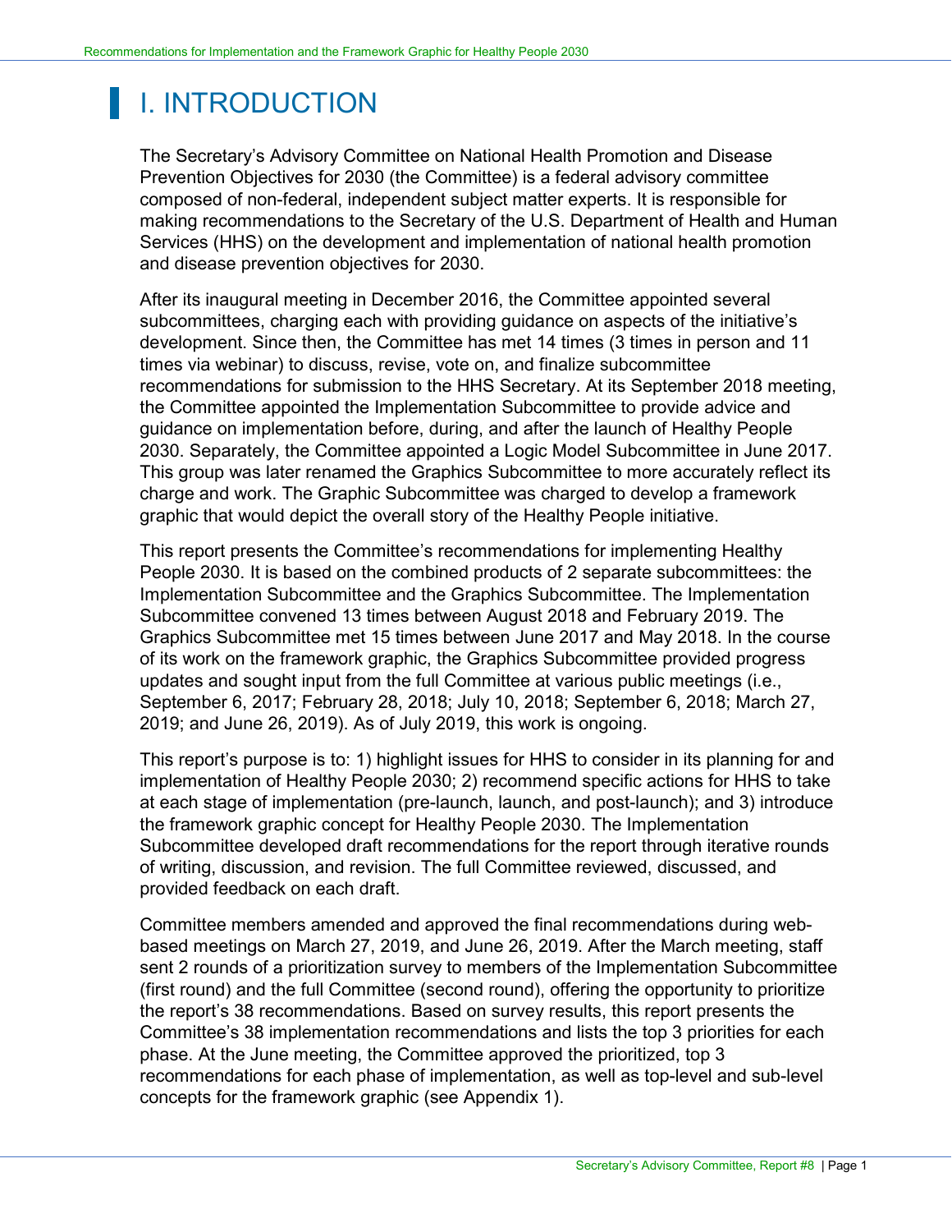# I. INTRODUCTION

The Secretary's Advisory Committee on National Health Promotion and Disease Prevention Objectives for 2030 (the Committee) is a federal advisory committee composed of non-federal, independent subject matter experts. It is responsible for making recommendations to the Secretary of the U.S. Department of Health and Human Services (HHS) on the development and implementation of national health promotion and disease prevention objectives for 2030.

After its inaugural meeting in December 2016, the Committee appointed several subcommittees, charging each with providing guidance on aspects of the initiative's development. Since then, the Committee has met 14 times (3 times in person and 11 times via webinar) to discuss, revise, vote on, and finalize subcommittee recommendations for submission to the HHS Secretary. At its September 2018 meeting, the Committee appointed the Implementation Subcommittee to provide advice and guidance on implementation before, during, and after the launch of Healthy People 2030. Separately, the Committee appointed a Logic Model Subcommittee in June 2017. This group was later renamed the Graphics Subcommittee to more accurately reflect its charge and work. The Graphic Subcommittee was charged to develop a framework graphic that would depict the overall story of the Healthy People initiative.

This report presents the Committee's recommendations for implementing Healthy People 2030. It is based on the combined products of 2 separate subcommittees: the Implementation Subcommittee and the Graphics Subcommittee. The Implementation Subcommittee convened 13 times between August 2018 and February 2019. The Graphics Subcommittee met 15 times between June 2017 and May 2018. In the course of its work on the framework graphic, the Graphics Subcommittee provided progress updates and sought input from the full Committee at various public meetings (i.e., September 6, 2017; February 28, 2018; July 10, 2018; September 6, 2018; March 27, 2019; and June 26, 2019). As of July 2019, this work is ongoing.

This report's purpose is to: 1) highlight issues for HHS to consider in its planning for and implementation of Healthy People 2030; 2) recommend specific actions for HHS to take at each stage of implementation (pre-launch, launch, and post-launch); and 3) introduce the framework graphic concept for Healthy People 2030. The Implementation Subcommittee developed draft recommendations for the report through iterative rounds of writing, discussion, and revision. The full Committee reviewed, discussed, and provided feedback on each draft.

Committee members amended and approved the final recommendations during web-based meetings on March 27, 2019, and June 26, 2019. After the March meeting, staff sent 2 rounds of a prioritization survey to members of the Implementation Subcommittee (first round) and the full Committee (second round), offering the opportunity to prioritize the report's 38 recommendations. Based on survey results, this report presents the Committee's 38 implementation recommendations and lists the top 3 priorities for each phase. At the June meeting, the Committee approved the prioritized, top 3 recommendations for each phase of implementation, as well as top-level and sub-level concepts for the framework graphic (see Appendix 1).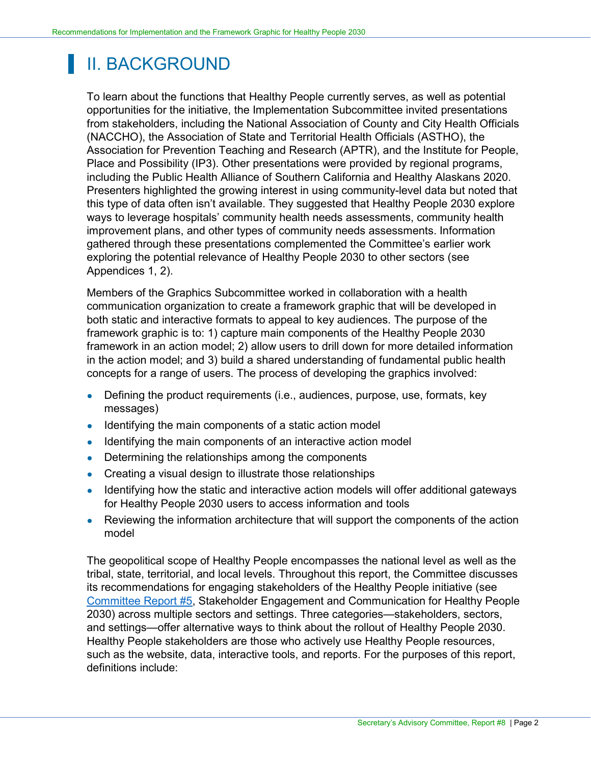# II. BACKGROUND

To learn about the functions that Healthy People currently serves, as well as potential opportunities for the initiative, the Implementation Subcommittee invited presentations from stakeholders, including the National Association of County and City Health Officials (NACCHO), the Association of State and Territorial Health Officials (ASTHO), the Association for Prevention Teaching and Research (APTR), and the Institute for People, Place and Possibility (IP3). Other presentations were provided by regional programs, including the Public Health Alliance of Southern California and Healthy Alaskans 2020. Presenters highlighted the growing interest in using community-level data but noted that this type of data often isn't available. They suggested that Healthy People 2030 explore ways to leverage hospitals' community health needs assessments, community health improvement plans, and other types of community needs assessments. Information gathered through these presentations complemented the Committee's earlier work exploring the potential relevance of Healthy People 2030 to other sectors (see Appendices 1, 2).

Members of the Graphics Subcommittee worked in collaboration with a health communication organization to create a framework graphic that will be developed in both static and interactive formats to appeal to key audiences. The purpose of the framework graphic is to: 1) capture main components of the Healthy People 2030 framework in an action model; 2) allow users to drill down for more detailed information in the action model; and 3) build a shared understanding of fundamental public health concepts for a range of users. The process of developing the graphics involved:

- Defining the product requirements (i.e., audiences, purpose, use, formats, key messages)
- Identifying the main components of a static action model
- Identifying the main components of an interactive action model
- Determining the relationships among the components
- Creating a visual design to illustrate those relationships
- Identifying how the static and interactive action models will offer additional gateways for Healthy People 2030 users to access information and tools
- Reviewing the information architecture that will support the components of the action model

The geopolitical scope of Healthy People encompasses the national level as well as the tribal, state, territorial, and local levels. Throughout this report, the Committee discusses its recommendations for engaging stakeholders of the Healthy People initiative (see Committee Report #5, Stakeholder Engagement and Communication for Healthy People 2030) across multiple sectors and settings. Three categories—stakeholders, sectors, and settings—offer alternative ways to think about the rollout of Healthy People 2030. Healthy People stakeholders are those who actively use Healthy People resources, such as the website, data, interactive tools, and reports. For the purposes of this report, definitions include: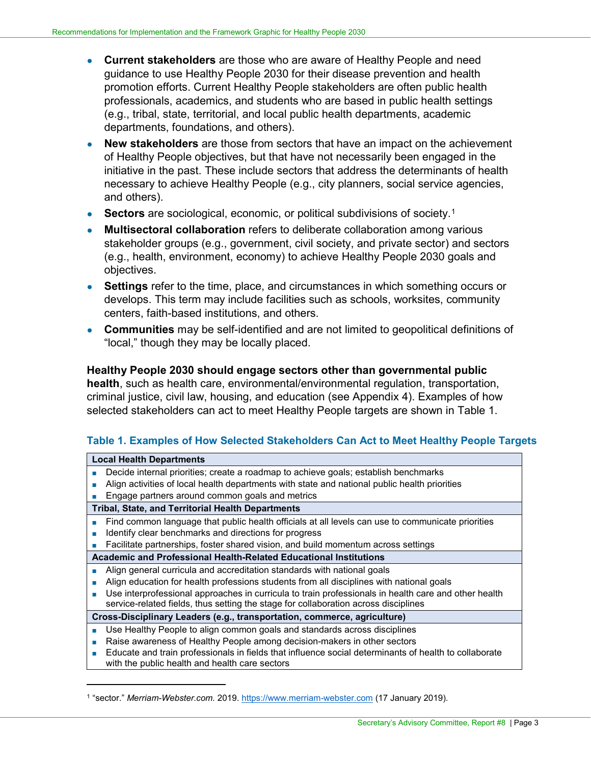- **Current stakeholders** are those who are aware of Healthy People and need guidance to use Healthy People 2030 for their disease prevention and health promotion efforts. Current Healthy People stakeholders are often public health professionals, academics, and students who are based in public health settings (e.g., tribal, state, territorial, and local public health departments, academic departments, foundations, and others).
- **New stakeholders** are those from sectors that have an impact on the achievement of Healthy People objectives, but that have not necessarily been engaged in the initiative in the past. These include sectors that address the determinants of health necessary to achieve Healthy People (e.g., city planners, social service agencies, and others).
- **Sectors** are sociological, economic, or political subdivisions of society.[1]
- **Multisectoral collaboration** refers to deliberate collaboration among various stakeholder groups (e.g., government, civil society, and private sector) and sectors (e.g., health, environment, economy) to achieve Healthy People 2030 goals and objectives.
- **Settings** refer to the time, place, and circumstances in which something occurs or develops. This term may include facilities such as schools, worksites, community centers, faith-based institutions, and others.
- **Communities** may be self-identified and are not limited to geopolitical definitions of "local," though they may be locally placed.

**Healthy People 2030 should engage sectors other than governmental public health**, such as health care, environmental/environmental regulation, transportation, criminal justice, civil law, housing, and education (see Appendix 4). Examples of how selected stakeholders can act to meet Healthy People targets are shown in Table 1.

### Table 1. Examples of How Selected Stakeholders Can Act to Meet Healthy People Targets

| Stakeholder | Examples |
|---|---|
| **Local Health Departments** | |
| | Decide internal priorities; create a roadmap to achieve goals; establish benchmarks |
| | Align activities of local health departments with state and national public health priorities |
| | Engage partners around common goals and metrics |
| **Tribal, State, and Territorial Health Departments** | |
| | Find common language that public health officials at all levels can use to communicate priorities |
| | Identify clear benchmarks and directions for progress |
| | Facilitate partnerships, foster shared vision, and build momentum across settings |
| **Academic and Professional Health-Related Educational Institutions** | |
| | Align general curricula and accreditation standards with national goals |
| | Align education for health professions students from all disciplines with national goals |
| | Use interprofessional approaches in curricula to train professionals in health care and other health service-related fields, thus setting the stage for collaboration across disciplines |
| **Cross-Disciplinary Leaders (e.g., transportation, commerce, agriculture)** | |
| | Use Healthy People to align common goals and standards across disciplines |
| | Raise awareness of Healthy People among decision-makers in other sectors |
| | Educate and train professionals in fields that influence social determinants of health to collaborate with the public health and health care sectors |

[1] "sector." *Merriam-Webster.com.* 2019. https://www.merriam-webster.com (17 January 2019).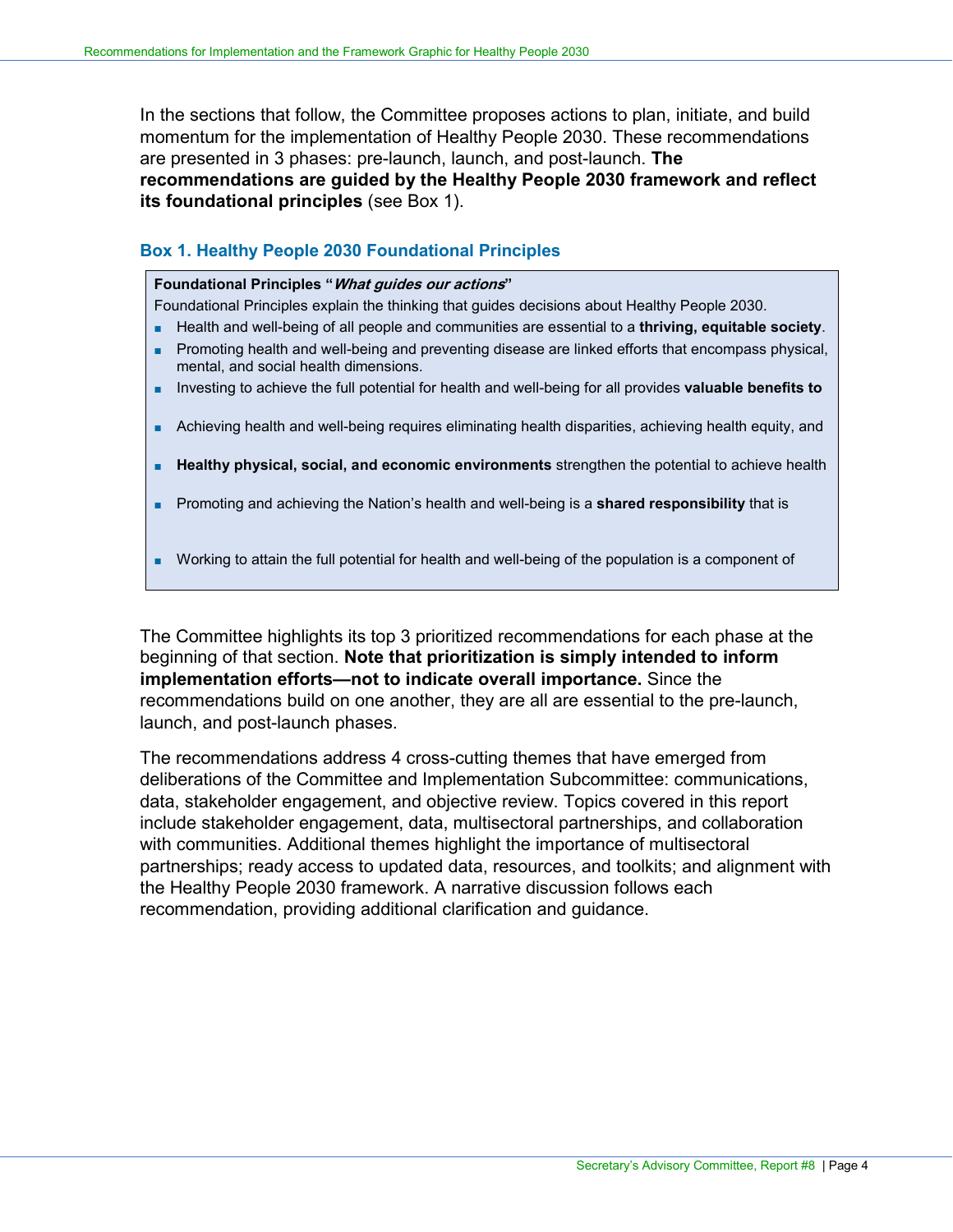In the sections that follow, the Committee proposes actions to plan, initiate, and build momentum for the implementation of Healthy People 2030. These recommendations are presented in 3 phases: pre-launch, launch, and post-launch. **The recommendations are guided by the Healthy People 2030 framework and reflect its foundational principles** (see Box 1).

### Box 1. Healthy People 2030 Foundational Principles

**Foundational Principles "*What guides our actions*"**

Foundational Principles explain the thinking that guides decisions about Healthy People 2030.

- Health and well-being of all people and communities are essential to a **thriving, equitable society**.
- Promoting health and well-being and preventing disease are linked efforts that encompass physical, mental, and social health dimensions.
- Investing to achieve the full potential for health and well-being for all provides **valuable benefits to**
- Achieving health and well-being requires eliminating health disparities, achieving health equity, and
- **Healthy physical, social, and economic environments** strengthen the potential to achieve health
- Promoting and achieving the Nation's health and well-being is a **shared responsibility** that is
- Working to attain the full potential for health and well-being of the population is a component of

The Committee highlights its top 3 prioritized recommendations for each phase at the beginning of that section. **Note that prioritization is simply intended to inform implementation efforts—not to indicate overall importance.** Since the recommendations build on one another, they are all are essential to the pre-launch, launch, and post-launch phases.

The recommendations address 4 cross-cutting themes that have emerged from deliberations of the Committee and Implementation Subcommittee: communications, data, stakeholder engagement, and objective review. Topics covered in this report include stakeholder engagement, data, multisectoral partnerships, and collaboration with communities. Additional themes highlight the importance of multisectoral partnerships; ready access to updated data, resources, and toolkits; and alignment with the Healthy People 2030 framework. A narrative discussion follows each recommendation, providing additional clarification and guidance.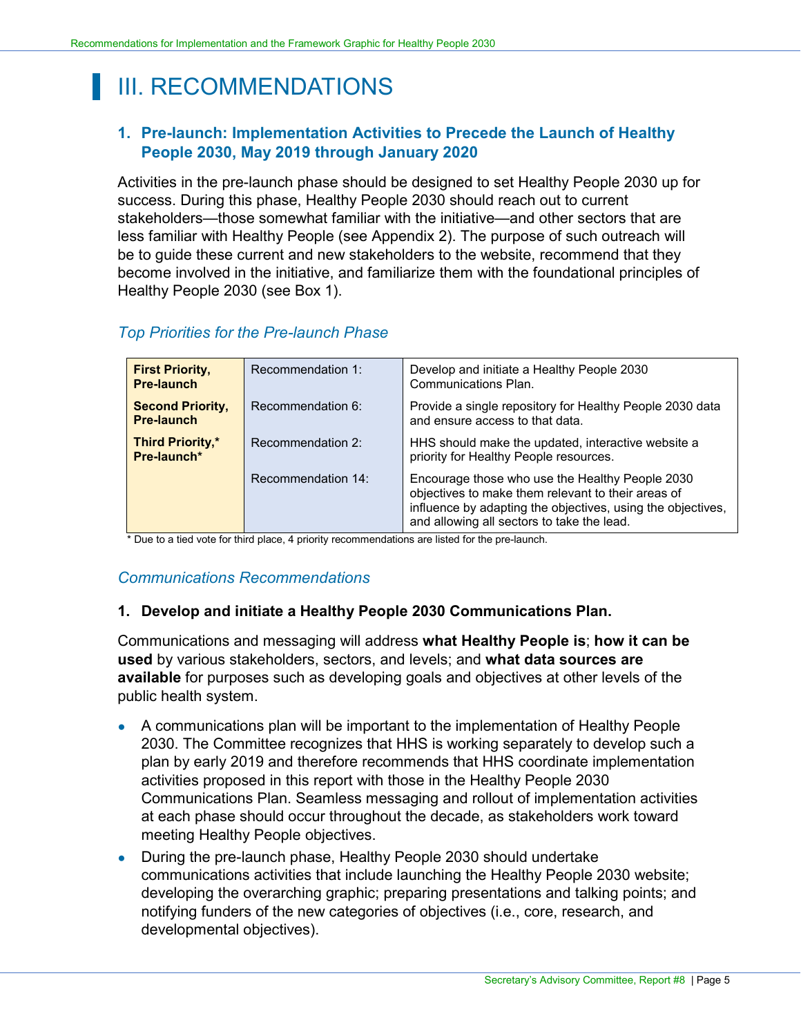# III. RECOMMENDATIONS

## 1. Pre-launch: Implementation Activities to Precede the Launch of Healthy People 2030, May 2019 through January 2020

Activities in the pre-launch phase should be designed to set Healthy People 2030 up for success. During this phase, Healthy People 2030 should reach out to current stakeholders—those somewhat familiar with the initiative—and other sectors that are less familiar with Healthy People (see Appendix 2). The purpose of such outreach will be to guide these current and new stakeholders to the website, recommend that they become involved in the initiative, and familiarize them with the foundational principles of Healthy People 2030 (see Box 1).

### *Top Priorities for the Pre-launch Phase*

| | | |
|---|---|---|
| **First Priority, Pre-launch** | Recommendation 1: | Develop and initiate a Healthy People 2030 Communications Plan. |
| **Second Priority, Pre-launch** | Recommendation 6: | Provide a single repository for Healthy People 2030 data and ensure access to that data. |
| **Third Priority,* Pre-launch*** | Recommendation 2: | HHS should make the updated, interactive website a priority for Healthy People resources. |
| | Recommendation 14: | Encourage those who use the Healthy People 2030 objectives to make them relevant to their areas of influence by adapting the objectives, using the objectives, and allowing all sectors to take the lead. |

\* Due to a tied vote for third place, 4 priority recommendations are listed for the pre-launch.

### *Communications Recommendations*

**1. Develop and initiate a Healthy People 2030 Communications Plan.**

Communications and messaging will address **what Healthy People is**; **how it can be used** by various stakeholders, sectors, and levels; and **what data sources are available** for purposes such as developing goals and objectives at other levels of the public health system.

- A communications plan will be important to the implementation of Healthy People 2030. The Committee recognizes that HHS is working separately to develop such a plan by early 2019 and therefore recommends that HHS coordinate implementation activities proposed in this report with those in the Healthy People 2030 Communications Plan. Seamless messaging and rollout of implementation activities at each phase should occur throughout the decade, as stakeholders work toward meeting Healthy People objectives.
- During the pre-launch phase, Healthy People 2030 should undertake communications activities that include launching the Healthy People 2030 website; developing the overarching graphic; preparing presentations and talking points; and notifying funders of the new categories of objectives (i.e., core, research, and developmental objectives).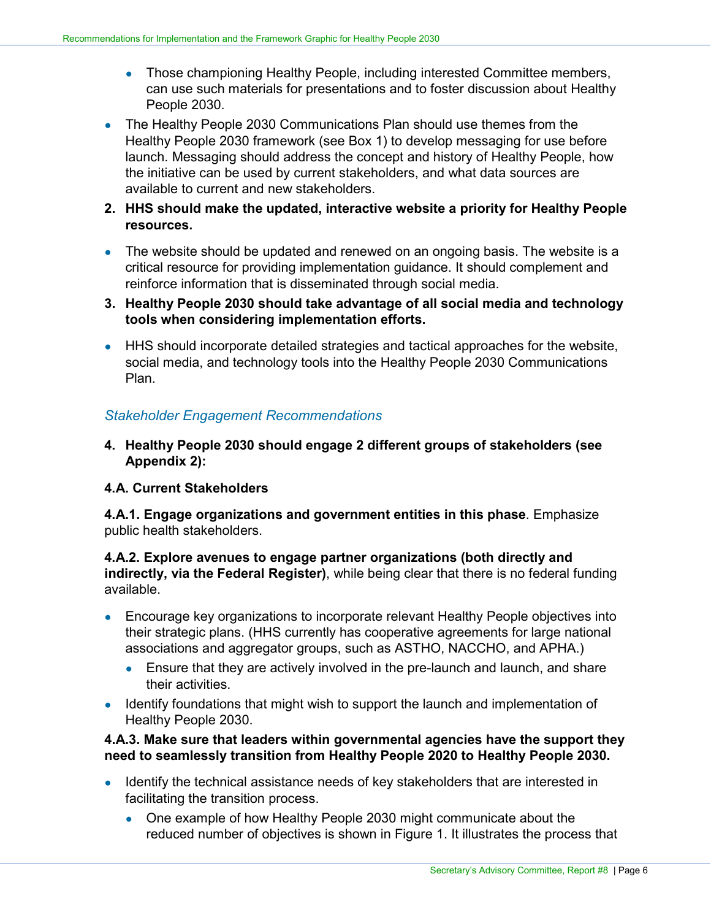- Those championing Healthy People, including interested Committee members, can use such materials for presentations and to foster discussion about Healthy People 2030.
- The Healthy People 2030 Communications Plan should use themes from the Healthy People 2030 framework (see Box 1) to develop messaging for use before launch. Messaging should address the concept and history of Healthy People, how the initiative can be used by current stakeholders, and what data sources are available to current and new stakeholders.

2. **HHS should make the updated, interactive website a priority for Healthy People resources.**

- The website should be updated and renewed on an ongoing basis. The website is a critical resource for providing implementation guidance. It should complement and reinforce information that is disseminated through social media.

3. **Healthy People 2030 should take advantage of all social media and technology tools when considering implementation efforts.**

- HHS should incorporate detailed strategies and tactical approaches for the website, social media, and technology tools into the Healthy People 2030 Communications Plan.

### *Stakeholder Engagement Recommendations*

4. **Healthy People 2030 should engage 2 different groups of stakeholders (see Appendix 2):**

**4.A. Current Stakeholders**

**4.A.1. Engage organizations and government entities in this phase**. Emphasize public health stakeholders.

**4.A.2. Explore avenues to engage partner organizations (both directly and indirectly, via the Federal Register)**, while being clear that there is no federal funding available.

- Encourage key organizations to incorporate relevant Healthy People objectives into their strategic plans. (HHS currently has cooperative agreements for large national associations and aggregator groups, such as ASTHO, NACCHO, and APHA.)
  - Ensure that they are actively involved in the pre-launch and launch, and share their activities.
- Identify foundations that might wish to support the launch and implementation of Healthy People 2030.

**4.A.3. Make sure that leaders within governmental agencies have the support they need to seamlessly transition from Healthy People 2020 to Healthy People 2030.**

- Identify the technical assistance needs of key stakeholders that are interested in facilitating the transition process.
  - One example of how Healthy People 2030 might communicate about the reduced number of objectives is shown in Figure 1. It illustrates the process that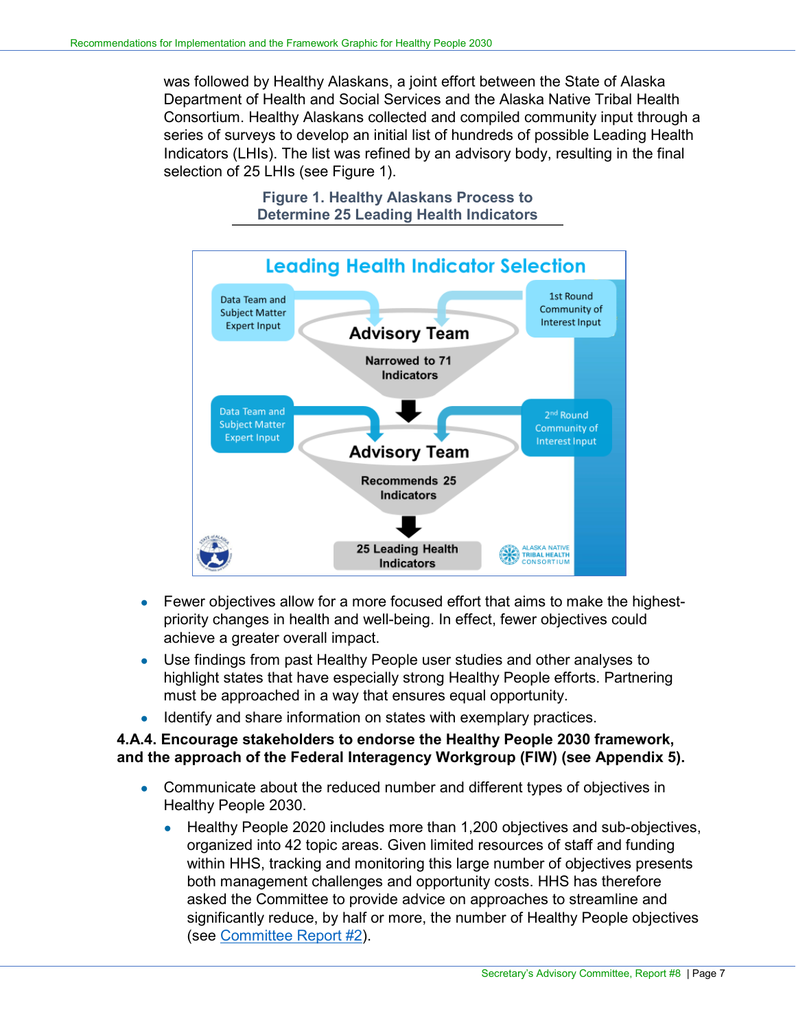was followed by Healthy Alaskans, a joint effort between the State of Alaska Department of Health and Social Services and the Alaska Native Tribal Health Consortium. Healthy Alaskans collected and compiled community input through a series of surveys to develop an initial list of hundreds of possible Leading Health Indicators (LHIs). The list was refined by an advisory body, resulting in the final selection of 25 LHIs (see Figure 1).

**Figure 1. Healthy Alaskans Process to Determine 25 Leading Health Indicators**

**Leading Health Indicator Selection**

Data Team and Subject Matter Expert Input → Advisory Team ← 1st Round Community of Interest Input

Advisory Team: Narrowed to 71 Indicators

↓

Data Team and Subject Matter Expert Input → Advisory Team ← 2nd Round Community of Interest Input

Advisory Team: Recommends 25 Indicators

↓

25 Leading Health Indicators

- Fewer objectives allow for a more focused effort that aims to make the highest-priority changes in health and well-being. In effect, fewer objectives could achieve a greater overall impact.
- Use findings from past Healthy People user studies and other analyses to highlight states that have especially strong Healthy People efforts. Partnering must be approached in a way that ensures equal opportunity.
- Identify and share information on states with exemplary practices.

**4.A.4. Encourage stakeholders to endorse the Healthy People 2030 framework, and the approach of the Federal Interagency Workgroup (FIW) (see Appendix 5).**

- Communicate about the reduced number and different types of objectives in Healthy People 2030.
  - Healthy People 2020 includes more than 1,200 objectives and sub-objectives, organized into 42 topic areas. Given limited resources of staff and funding within HHS, tracking and monitoring this large number of objectives presents both management challenges and opportunity costs. HHS has therefore asked the Committee to provide advice on approaches to streamline and significantly reduce, by half or more, the number of Healthy People objectives (see Committee Report #2).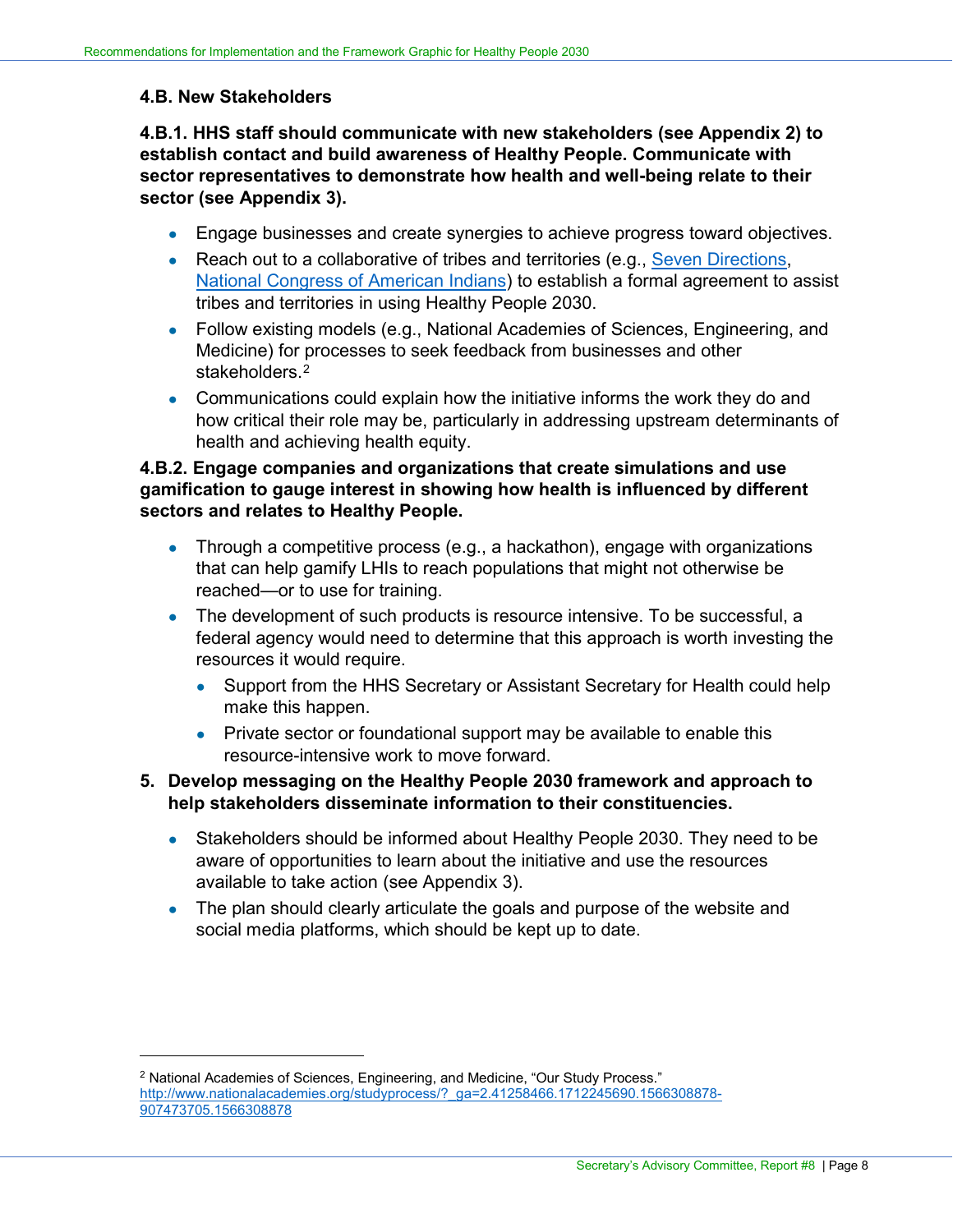### 4.B. New Stakeholders

**4.B.1. HHS staff should communicate with new stakeholders (see Appendix 2) to establish contact and build awareness of Healthy People. Communicate with sector representatives to demonstrate how health and well-being relate to their sector (see Appendix 3).**

- Engage businesses and create synergies to achieve progress toward objectives.
- Reach out to a collaborative of tribes and territories (e.g., Seven Directions, National Congress of American Indians) to establish a formal agreement to assist tribes and territories in using Healthy People 2030.
- Follow existing models (e.g., National Academies of Sciences, Engineering, and Medicine) for processes to seek feedback from businesses and other stakeholders.[2]
- Communications could explain how the initiative informs the work they do and how critical their role may be, particularly in addressing upstream determinants of health and achieving health equity.

**4.B.2. Engage companies and organizations that create simulations and use gamification to gauge interest in showing how health is influenced by different sectors and relates to Healthy People.**

- Through a competitive process (e.g., a hackathon), engage with organizations that can help gamify LHIs to reach populations that might not otherwise be reached—or to use for training.
- The development of such products is resource intensive. To be successful, a federal agency would need to determine that this approach is worth investing the resources it would require.
  - Support from the HHS Secretary or Assistant Secretary for Health could help make this happen.
  - Private sector or foundational support may be available to enable this resource-intensive work to move forward.

**5. Develop messaging on the Healthy People 2030 framework and approach to help stakeholders disseminate information to their constituencies.**

- Stakeholders should be informed about Healthy People 2030. They need to be aware of opportunities to learn about the initiative and use the resources available to take action (see Appendix 3).
- The plan should clearly articulate the goals and purpose of the website and social media platforms, which should be kept up to date.

---

[2] National Academies of Sciences, Engineering, and Medicine, "Our Study Process." http://www.nationalacademies.org/studyprocess/?_ga=2.41258466.1712245690.1566308878-907473705.1566308878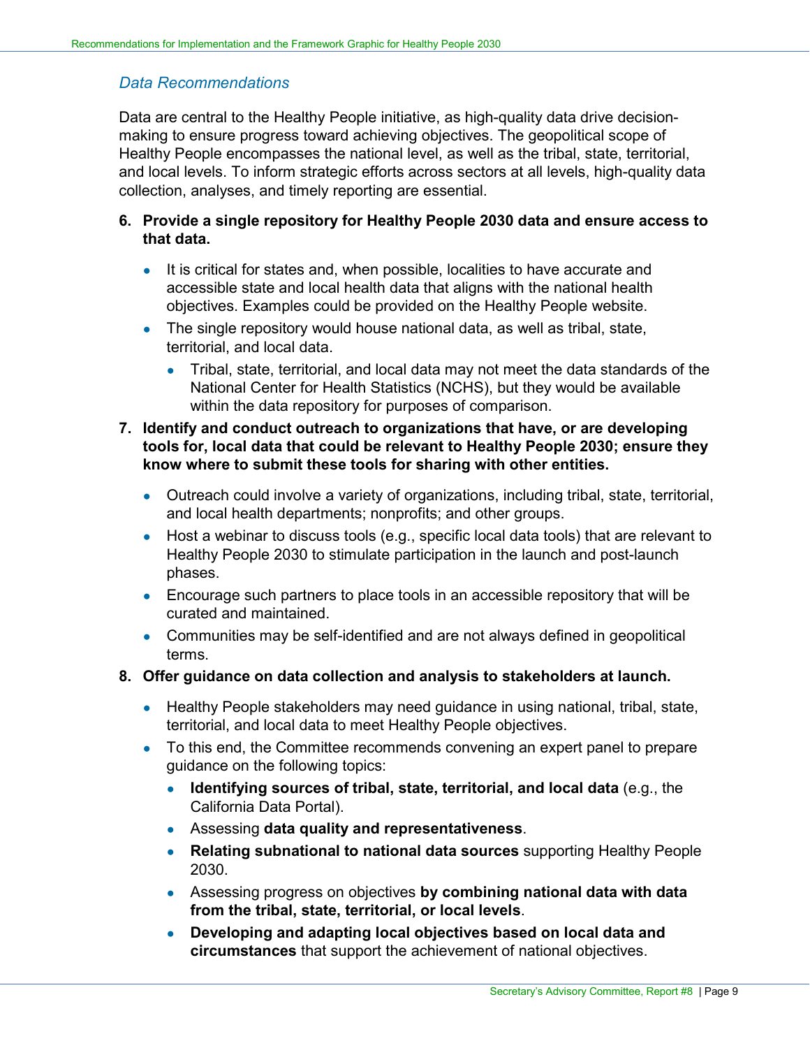### *Data Recommendations*

Data are central to the Healthy People initiative, as high-quality data drive decision-making to ensure progress toward achieving objectives. The geopolitical scope of Healthy People encompasses the national level, as well as the tribal, state, territorial, and local levels. To inform strategic efforts across sectors at all levels, high-quality data collection, analyses, and timely reporting are essential.

6. **Provide a single repository for Healthy People 2030 data and ensure access to that data.**
   - It is critical for states and, when possible, localities to have accurate and accessible state and local health data that aligns with the national health objectives. Examples could be provided on the Healthy People website.
   - The single repository would house national data, as well as tribal, state, territorial, and local data.
     - Tribal, state, territorial, and local data may not meet the data standards of the National Center for Health Statistics (NCHS), but they would be available within the data repository for purposes of comparison.
7. **Identify and conduct outreach to organizations that have, or are developing tools for, local data that could be relevant to Healthy People 2030; ensure they know where to submit these tools for sharing with other entities.**
   - Outreach could involve a variety of organizations, including tribal, state, territorial, and local health departments; nonprofits; and other groups.
   - Host a webinar to discuss tools (e.g., specific local data tools) that are relevant to Healthy People 2030 to stimulate participation in the launch and post-launch phases.
   - Encourage such partners to place tools in an accessible repository that will be curated and maintained.
   - Communities may be self-identified and are not always defined in geopolitical terms.
8. **Offer guidance on data collection and analysis to stakeholders at launch.**
   - Healthy People stakeholders may need guidance in using national, tribal, state, territorial, and local data to meet Healthy People objectives.
   - To this end, the Committee recommends convening an expert panel to prepare guidance on the following topics:
     - **Identifying sources of tribal, state, territorial, and local data** (e.g., the California Data Portal).
     - Assessing **data quality and representativeness**.
     - **Relating subnational to national data sources** supporting Healthy People 2030.
     - Assessing progress on objectives **by combining national data with data from the tribal, state, territorial, or local levels**.
     - **Developing and adapting local objectives based on local data and circumstances** that support the achievement of national objectives.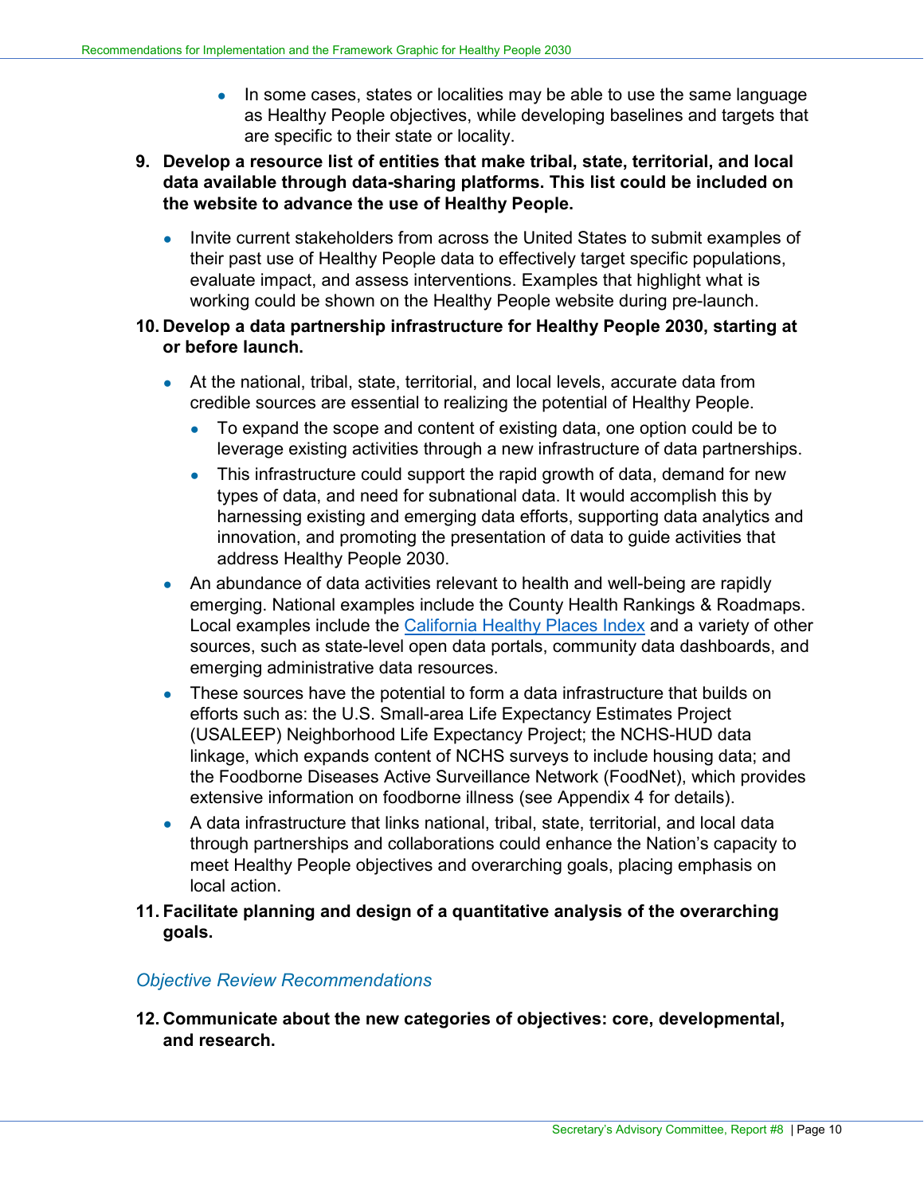- In some cases, states or localities may be able to use the same language as Healthy People objectives, while developing baselines and targets that are specific to their state or locality.

9. **Develop a resource list of entities that make tribal, state, territorial, and local data available through data-sharing platforms. This list could be included on the website to advance the use of Healthy People.**
   - Invite current stakeholders from across the United States to submit examples of their past use of Healthy People data to effectively target specific populations, evaluate impact, and assess interventions. Examples that highlight what is working could be shown on the Healthy People website during pre-launch.

10. **Develop a data partnership infrastructure for Healthy People 2030, starting at or before launch.**
    - At the national, tribal, state, territorial, and local levels, accurate data from credible sources are essential to realizing the potential of Healthy People.
      - To expand the scope and content of existing data, one option could be to leverage existing activities through a new infrastructure of data partnerships.
      - This infrastructure could support the rapid growth of data, demand for new types of data, and need for subnational data. It would accomplish this by harnessing existing and emerging data efforts, supporting data analytics and innovation, and promoting the presentation of data to guide activities that address Healthy People 2030.
    - An abundance of data activities relevant to health and well-being are rapidly emerging. National examples include the County Health Rankings & Roadmaps. Local examples include the California Healthy Places Index and a variety of other sources, such as state-level open data portals, community data dashboards, and emerging administrative data resources.
    - These sources have the potential to form a data infrastructure that builds on efforts such as: the U.S. Small-area Life Expectancy Estimates Project (USALEEP) Neighborhood Life Expectancy Project; the NCHS-HUD data linkage, which expands content of NCHS surveys to include housing data; and the Foodborne Diseases Active Surveillance Network (FoodNet), which provides extensive information on foodborne illness (see Appendix 4 for details).
    - A data infrastructure that links national, tribal, state, territorial, and local data through partnerships and collaborations could enhance the Nation's capacity to meet Healthy People objectives and overarching goals, placing emphasis on local action.

11. **Facilitate planning and design of a quantitative analysis of the overarching goals.**

### *Objective Review Recommendations*

12. **Communicate about the new categories of objectives: core, developmental, and research.**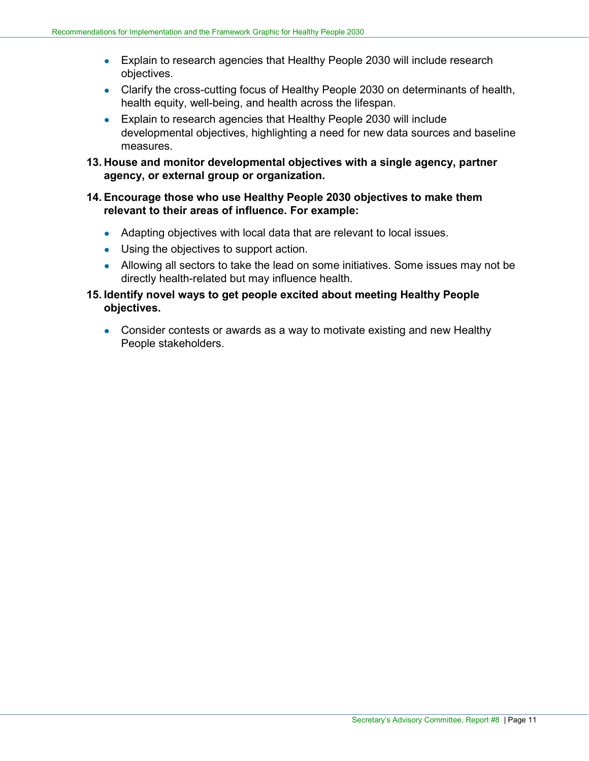- Explain to research agencies that Healthy People 2030 will include research objectives.
- Clarify the cross-cutting focus of Healthy People 2030 on determinants of health, health equity, well-being, and health across the lifespan.
- Explain to research agencies that Healthy People 2030 will include developmental objectives, highlighting a need for new data sources and baseline measures.

**13. House and monitor developmental objectives with a single agency, partner agency, or external group or organization.**

**14. Encourage those who use Healthy People 2030 objectives to make them relevant to their areas of influence. For example:**

- Adapting objectives with local data that are relevant to local issues.
- Using the objectives to support action.
- Allowing all sectors to take the lead on some initiatives. Some issues may not be directly health-related but may influence health.

**15. Identify novel ways to get people excited about meeting Healthy People objectives.**

- Consider contests or awards as a way to motivate existing and new Healthy People stakeholders.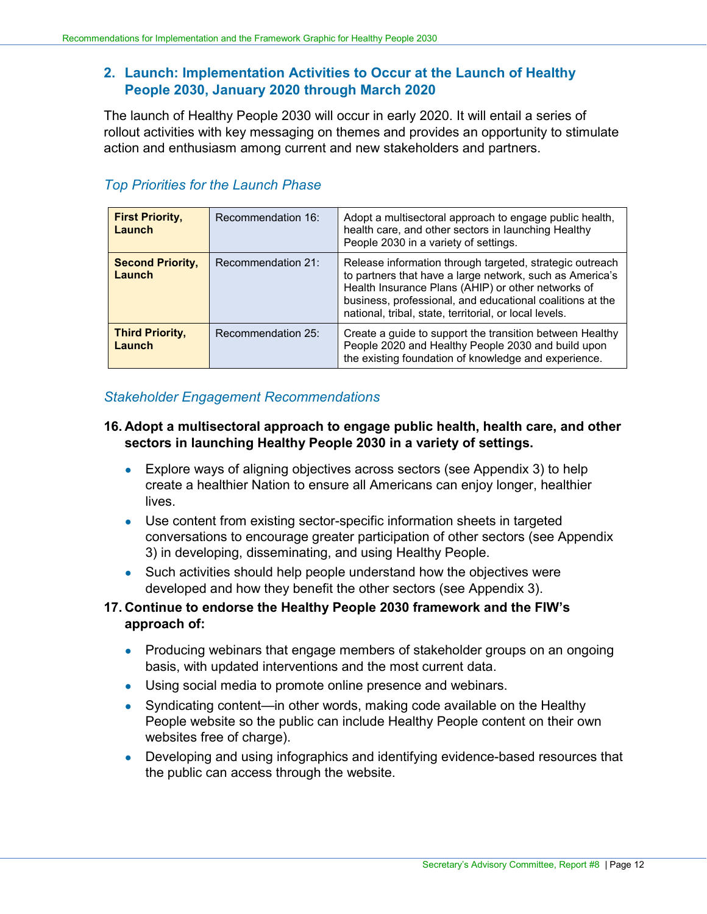## 2. Launch: Implementation Activities to Occur at the Launch of Healthy People 2030, January 2020 through March 2020

The launch of Healthy People 2030 will occur in early 2020. It will entail a series of rollout activities with key messaging on themes and provides an opportunity to stimulate action and enthusiasm among current and new stakeholders and partners.

### *Top Priorities for the Launch Phase*

| | | |
|---|---|---|
| **First Priority, Launch** | Recommendation 16: | Adopt a multisectoral approach to engage public health, health care, and other sectors in launching Healthy People 2030 in a variety of settings. |
| **Second Priority, Launch** | Recommendation 21: | Release information through targeted, strategic outreach to partners that have a large network, such as America's Health Insurance Plans (AHIP) or other networks of business, professional, and educational coalitions at the national, tribal, state, territorial, or local levels. |
| **Third Priority, Launch** | Recommendation 25: | Create a guide to support the transition between Healthy People 2020 and Healthy People 2030 and build upon the existing foundation of knowledge and experience. |

### *Stakeholder Engagement Recommendations*

**16. Adopt a multisectoral approach to engage public health, health care, and other sectors in launching Healthy People 2030 in a variety of settings.**

- Explore ways of aligning objectives across sectors (see Appendix 3) to help create a healthier Nation to ensure all Americans can enjoy longer, healthier lives.
- Use content from existing sector-specific information sheets in targeted conversations to encourage greater participation of other sectors (see Appendix 3) in developing, disseminating, and using Healthy People.
- Such activities should help people understand how the objectives were developed and how they benefit the other sectors (see Appendix 3).

**17. Continue to endorse the Healthy People 2030 framework and the FIW's approach of:**

- Producing webinars that engage members of stakeholder groups on an ongoing basis, with updated interventions and the most current data.
- Using social media to promote online presence and webinars.
- Syndicating content—in other words, making code available on the Healthy People website so the public can include Healthy People content on their own websites free of charge).
- Developing and using infographics and identifying evidence-based resources that the public can access through the website.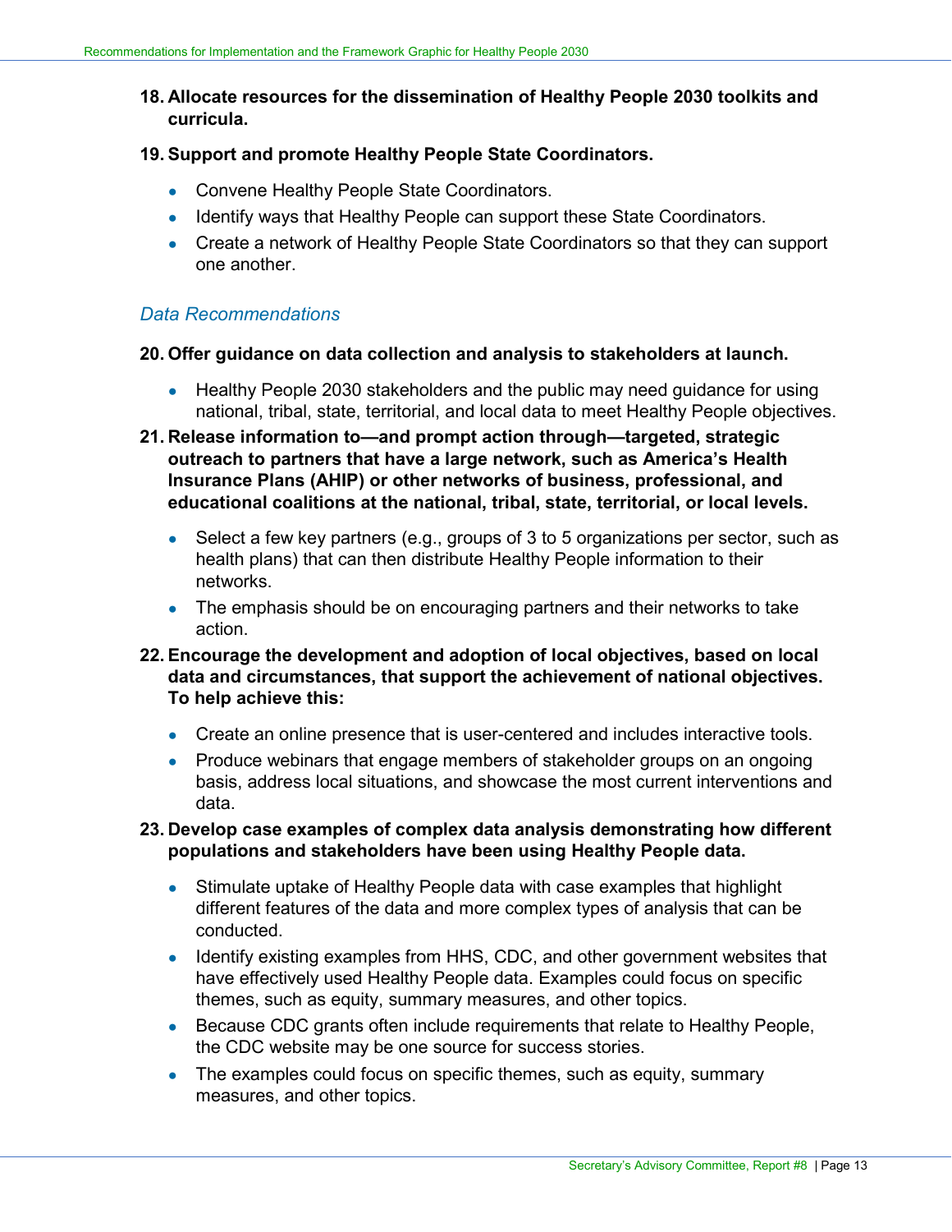**18. Allocate resources for the dissemination of Healthy People 2030 toolkits and curricula.**

**19. Support and promote Healthy People State Coordinators.**

- Convene Healthy People State Coordinators.
- Identify ways that Healthy People can support these State Coordinators.
- Create a network of Healthy People State Coordinators so that they can support one another.

### *Data Recommendations*

**20. Offer guidance on data collection and analysis to stakeholders at launch.**

- Healthy People 2030 stakeholders and the public may need guidance for using national, tribal, state, territorial, and local data to meet Healthy People objectives.

**21. Release information to—and prompt action through—targeted, strategic outreach to partners that have a large network, such as America's Health Insurance Plans (AHIP) or other networks of business, professional, and educational coalitions at the national, tribal, state, territorial, or local levels.**

- Select a few key partners (e.g., groups of 3 to 5 organizations per sector, such as health plans) that can then distribute Healthy People information to their networks.
- The emphasis should be on encouraging partners and their networks to take action.

**22. Encourage the development and adoption of local objectives, based on local data and circumstances, that support the achievement of national objectives. To help achieve this:**

- Create an online presence that is user-centered and includes interactive tools.
- Produce webinars that engage members of stakeholder groups on an ongoing basis, address local situations, and showcase the most current interventions and data.

**23. Develop case examples of complex data analysis demonstrating how different populations and stakeholders have been using Healthy People data.**

- Stimulate uptake of Healthy People data with case examples that highlight different features of the data and more complex types of analysis that can be conducted.
- Identify existing examples from HHS, CDC, and other government websites that have effectively used Healthy People data. Examples could focus on specific themes, such as equity, summary measures, and other topics.
- Because CDC grants often include requirements that relate to Healthy People, the CDC website may be one source for success stories.
- The examples could focus on specific themes, such as equity, summary measures, and other topics.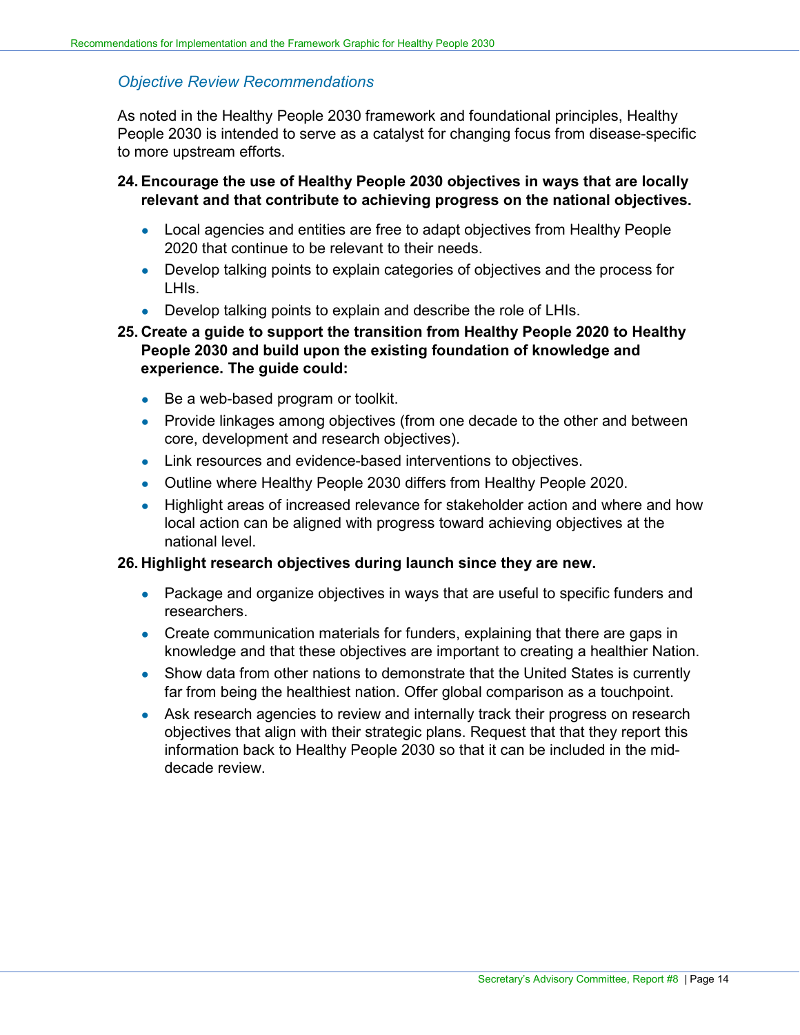### *Objective Review Recommendations*

As noted in the Healthy People 2030 framework and foundational principles, Healthy People 2030 is intended to serve as a catalyst for changing focus from disease-specific to more upstream efforts.

**24. Encourage the use of Healthy People 2030 objectives in ways that are locally relevant and that contribute to achieving progress on the national objectives.**

- Local agencies and entities are free to adapt objectives from Healthy People 2020 that continue to be relevant to their needs.
- Develop talking points to explain categories of objectives and the process for LHIs.
- Develop talking points to explain and describe the role of LHIs.

**25. Create a guide to support the transition from Healthy People 2020 to Healthy People 2030 and build upon the existing foundation of knowledge and experience. The guide could:**

- Be a web-based program or toolkit.
- Provide linkages among objectives (from one decade to the other and between core, development and research objectives).
- Link resources and evidence-based interventions to objectives.
- Outline where Healthy People 2030 differs from Healthy People 2020.
- Highlight areas of increased relevance for stakeholder action and where and how local action can be aligned with progress toward achieving objectives at the national level.

**26. Highlight research objectives during launch since they are new.**

- Package and organize objectives in ways that are useful to specific funders and researchers.
- Create communication materials for funders, explaining that there are gaps in knowledge and that these objectives are important to creating a healthier Nation.
- Show data from other nations to demonstrate that the United States is currently far from being the healthiest nation. Offer global comparison as a touchpoint.
- Ask research agencies to review and internally track their progress on research objectives that align with their strategic plans. Request that that they report this information back to Healthy People 2030 so that it can be included in the mid-decade review.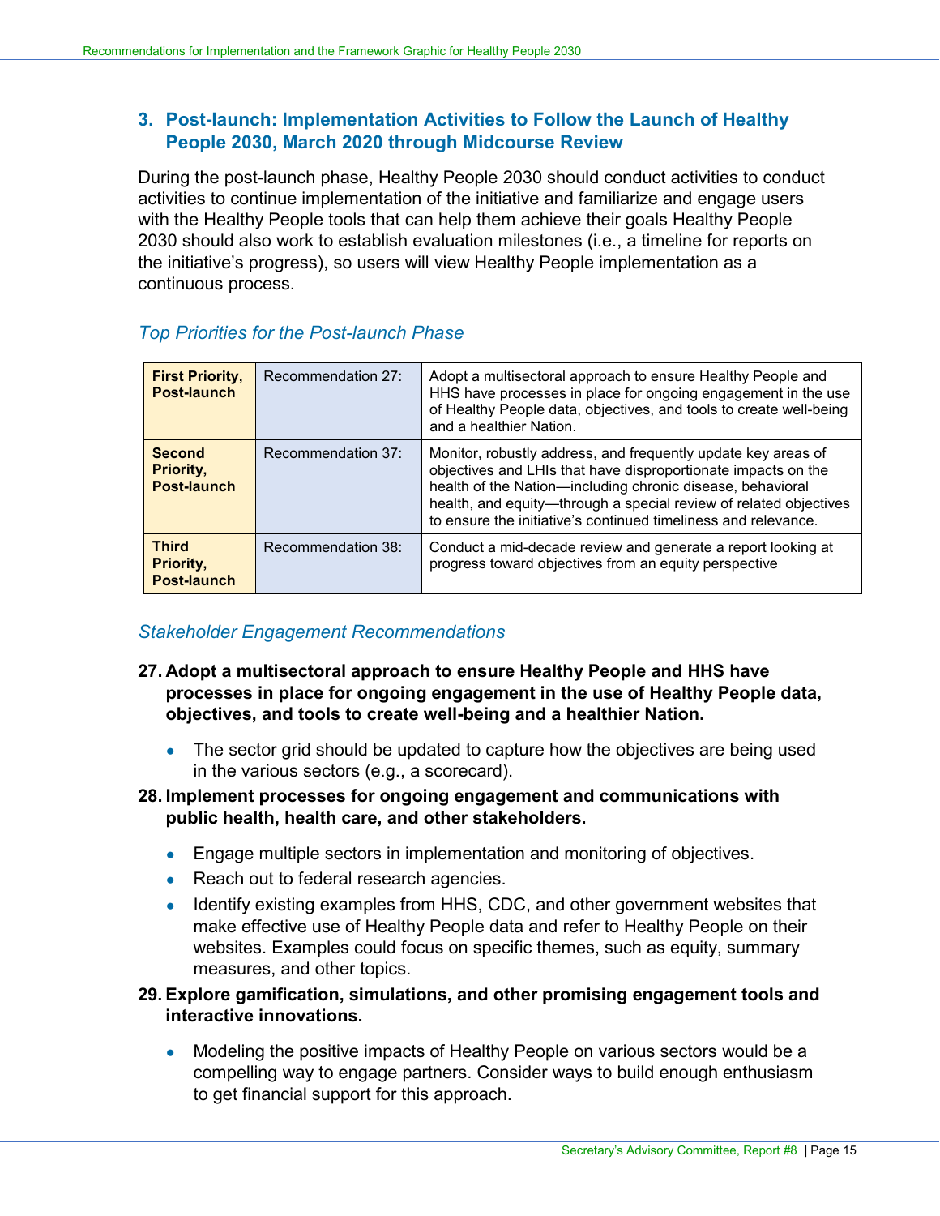### 3. Post-launch: Implementation Activities to Follow the Launch of Healthy People 2030, March 2020 through Midcourse Review

During the post-launch phase, Healthy People 2030 should conduct activities to conduct activities to continue implementation of the initiative and familiarize and engage users with the Healthy People tools that can help them achieve their goals Healthy People 2030 should also work to establish evaluation milestones (i.e., a timeline for reports on the initiative's progress), so users will view Healthy People implementation as a continuous process.

#### *Top Priorities for the Post-launch Phase*

| | | |
|---|---|---|
| **First Priority, Post-launch** | Recommendation 27: | Adopt a multisectoral approach to ensure Healthy People and HHS have processes in place for ongoing engagement in the use of Healthy People data, objectives, and tools to create well-being and a healthier Nation. |
| **Second Priority, Post-launch** | Recommendation 37: | Monitor, robustly address, and frequently update key areas of objectives and LHIs that have disproportionate impacts on the health of the Nation—including chronic disease, behavioral health, and equity—through a special review of related objectives to ensure the initiative's continued timeliness and relevance. |
| **Third Priority, Post-launch** | Recommendation 38: | Conduct a mid-decade review and generate a report looking at progress toward objectives from an equity perspective |

#### *Stakeholder Engagement Recommendations*

**27. Adopt a multisectoral approach to ensure Healthy People and HHS have processes in place for ongoing engagement in the use of Healthy People data, objectives, and tools to create well-being and a healthier Nation.**

- The sector grid should be updated to capture how the objectives are being used in the various sectors (e.g., a scorecard).

**28. Implement processes for ongoing engagement and communications with public health, health care, and other stakeholders.**

- Engage multiple sectors in implementation and monitoring of objectives.
- Reach out to federal research agencies.
- Identify existing examples from HHS, CDC, and other government websites that make effective use of Healthy People data and refer to Healthy People on their websites. Examples could focus on specific themes, such as equity, summary measures, and other topics.

**29. Explore gamification, simulations, and other promising engagement tools and interactive innovations.**

- Modeling the positive impacts of Healthy People on various sectors would be a compelling way to engage partners. Consider ways to build enough enthusiasm to get financial support for this approach.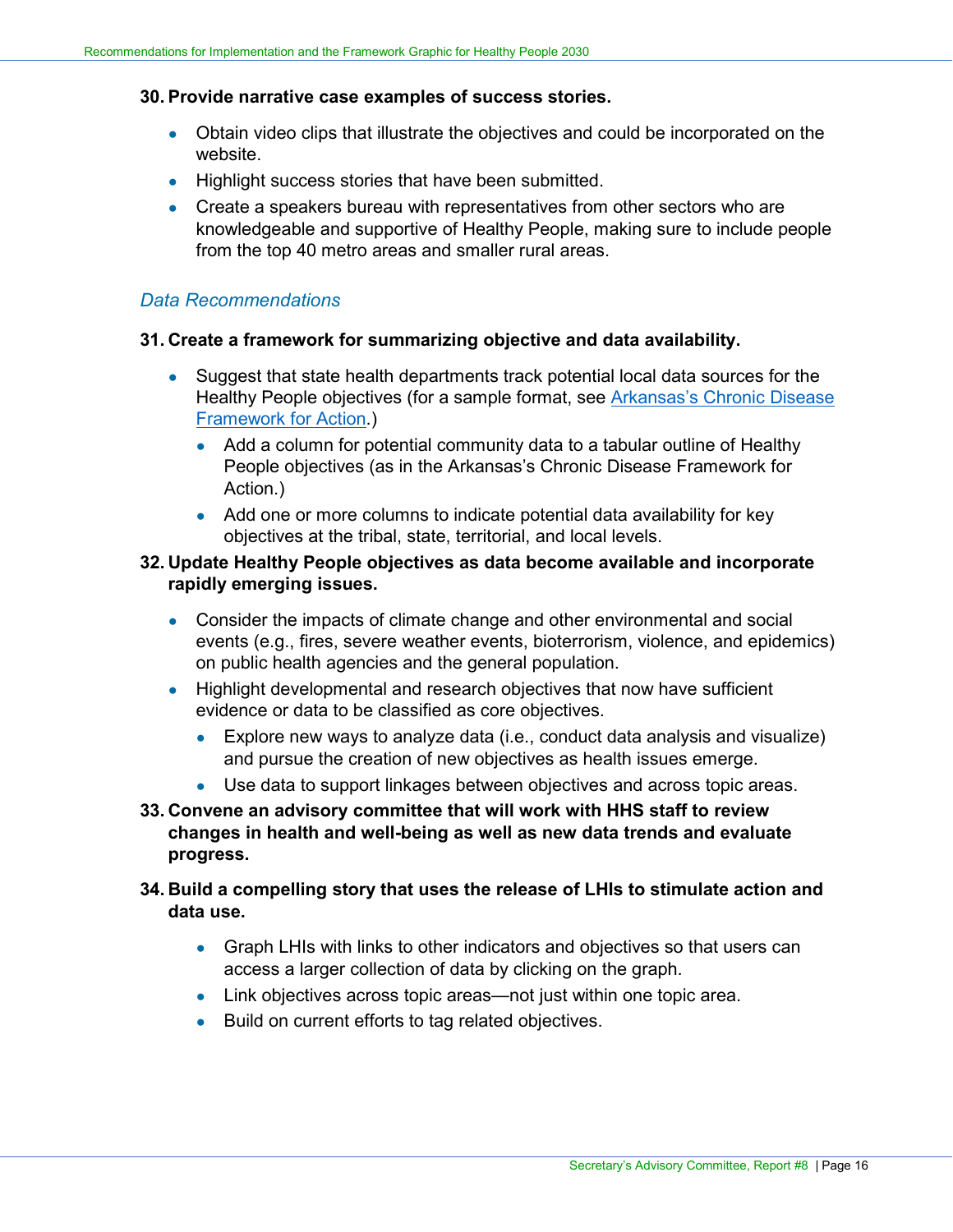**30. Provide narrative case examples of success stories.**

- Obtain video clips that illustrate the objectives and could be incorporated on the website.
- Highlight success stories that have been submitted.
- Create a speakers bureau with representatives from other sectors who are knowledgeable and supportive of Healthy People, making sure to include people from the top 40 metro areas and smaller rural areas.

### *Data Recommendations*

**31. Create a framework for summarizing objective and data availability.**

- Suggest that state health departments track potential local data sources for the Healthy People objectives (for a sample format, see [Arkansas's Chronic Disease Framework for Action](#).)
  - Add a column for potential community data to a tabular outline of Healthy People objectives (as in the Arkansas's Chronic Disease Framework for Action.)
  - Add one or more columns to indicate potential data availability for key objectives at the tribal, state, territorial, and local levels.

**32. Update Healthy People objectives as data become available and incorporate rapidly emerging issues.**

- Consider the impacts of climate change and other environmental and social events (e.g., fires, severe weather events, bioterrorism, violence, and epidemics) on public health agencies and the general population.
- Highlight developmental and research objectives that now have sufficient evidence or data to be classified as core objectives.
  - Explore new ways to analyze data (i.e., conduct data analysis and visualize) and pursue the creation of new objectives as health issues emerge.
  - Use data to support linkages between objectives and across topic areas.

**33. Convene an advisory committee that will work with HHS staff to review changes in health and well-being as well as new data trends and evaluate progress.**

**34. Build a compelling story that uses the release of LHIs to stimulate action and data use.**

- Graph LHIs with links to other indicators and objectives so that users can access a larger collection of data by clicking on the graph.
- Link objectives across topic areas—not just within one topic area.
- Build on current efforts to tag related objectives.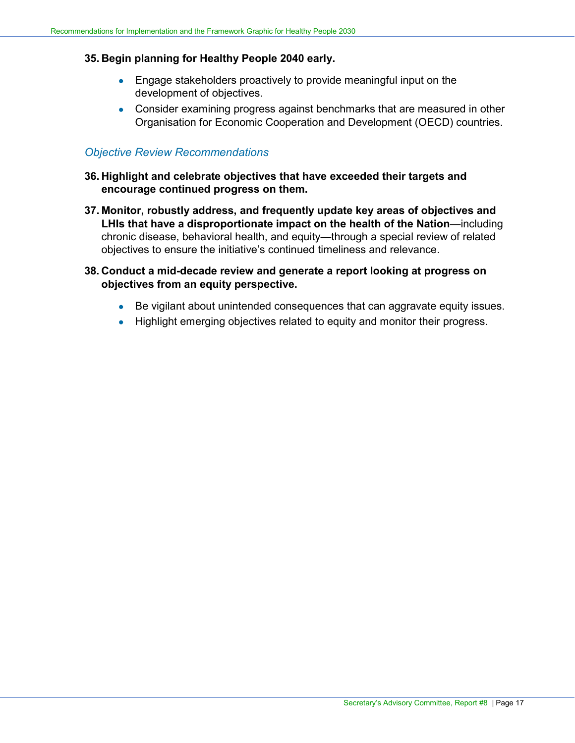**35. Begin planning for Healthy People 2040 early.**

- Engage stakeholders proactively to provide meaningful input on the development of objectives.
- Consider examining progress against benchmarks that are measured in other Organisation for Economic Cooperation and Development (OECD) countries.

### *Objective Review Recommendations*

**36. Highlight and celebrate objectives that have exceeded their targets and encourage continued progress on them.**

**37. Monitor, robustly address, and frequently update key areas of objectives and LHIs that have a disproportionate impact on the health of the Nation**—including chronic disease, behavioral health, and equity—through a special review of related objectives to ensure the initiative's continued timeliness and relevance.

**38. Conduct a mid-decade review and generate a report looking at progress on objectives from an equity perspective.**

- Be vigilant about unintended consequences that can aggravate equity issues.
- Highlight emerging objectives related to equity and monitor their progress.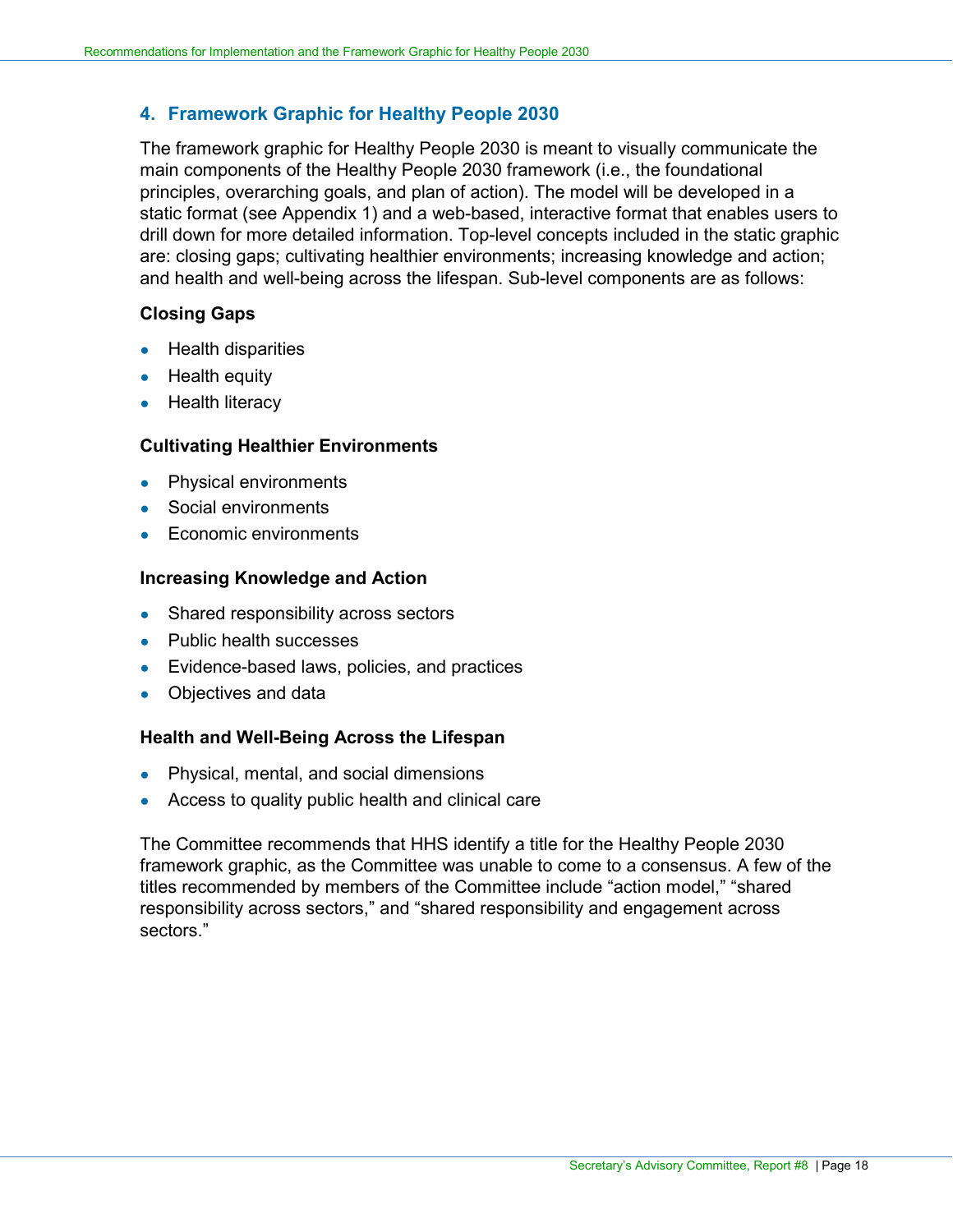## 4. Framework Graphic for Healthy People 2030

The framework graphic for Healthy People 2030 is meant to visually communicate the main components of the Healthy People 2030 framework (i.e., the foundational principles, overarching goals, and plan of action). The model will be developed in a static format (see Appendix 1) and a web-based, interactive format that enables users to drill down for more detailed information. Top-level concepts included in the static graphic are: closing gaps; cultivating healthier environments; increasing knowledge and action; and health and well-being across the lifespan. Sub-level components are as follows:

**Closing Gaps**

- Health disparities
- Health equity
- Health literacy

**Cultivating Healthier Environments**

- Physical environments
- Social environments
- Economic environments

**Increasing Knowledge and Action**

- Shared responsibility across sectors
- Public health successes
- Evidence-based laws, policies, and practices
- Objectives and data

**Health and Well-Being Across the Lifespan**

- Physical, mental, and social dimensions
- Access to quality public health and clinical care

The Committee recommends that HHS identify a title for the Healthy People 2030 framework graphic, as the Committee was unable to come to a consensus. A few of the titles recommended by members of the Committee include “action model,” “shared responsibility across sectors,” and “shared responsibility and engagement across sectors.”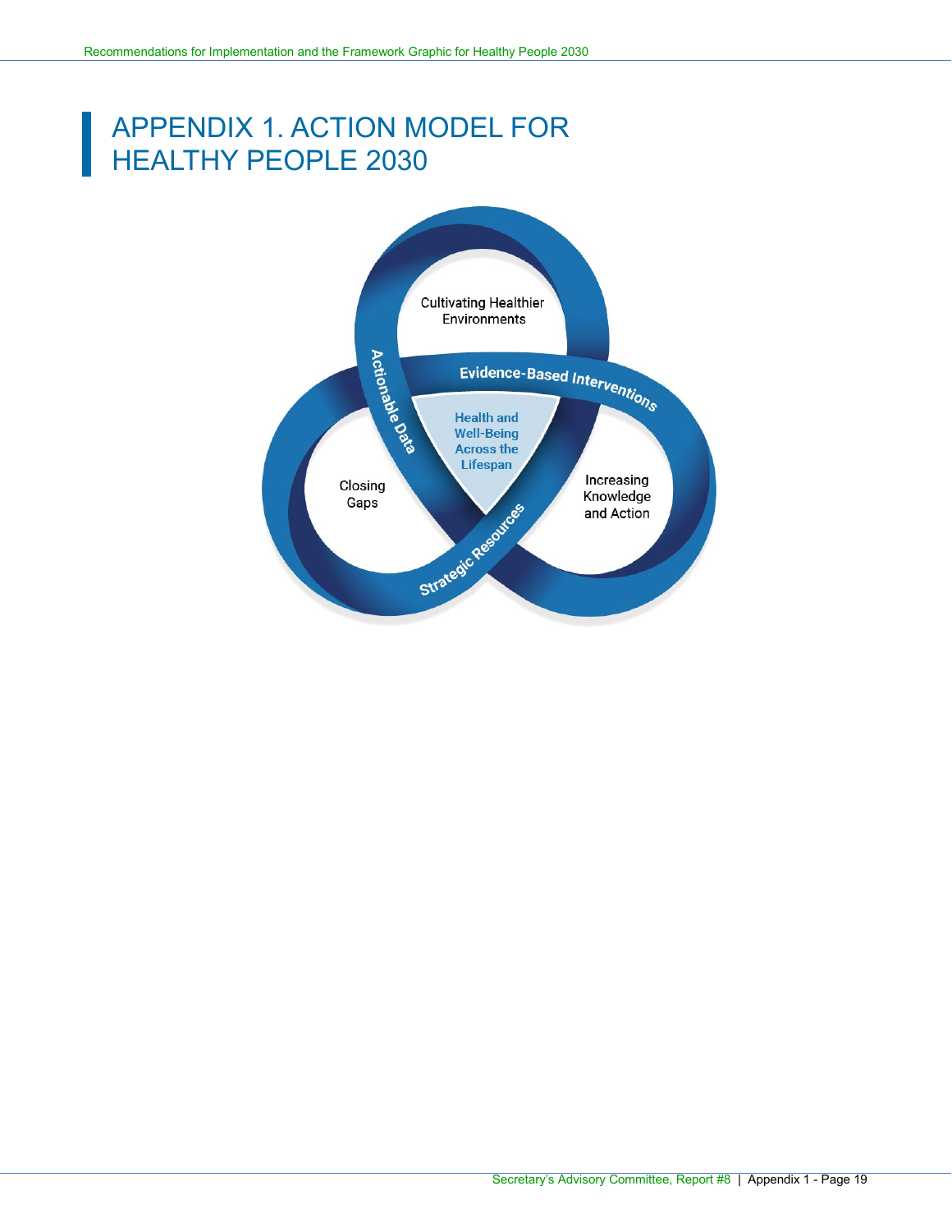# APPENDIX 1. ACTION MODEL FOR HEALTHY PEOPLE 2030

Cultivating Healthier Environments

Evidence-Based Interventions

Actionable Data

Health and Well-Being Across the Lifespan

Closing Gaps

Increasing Knowledge and Action

Strategic Resources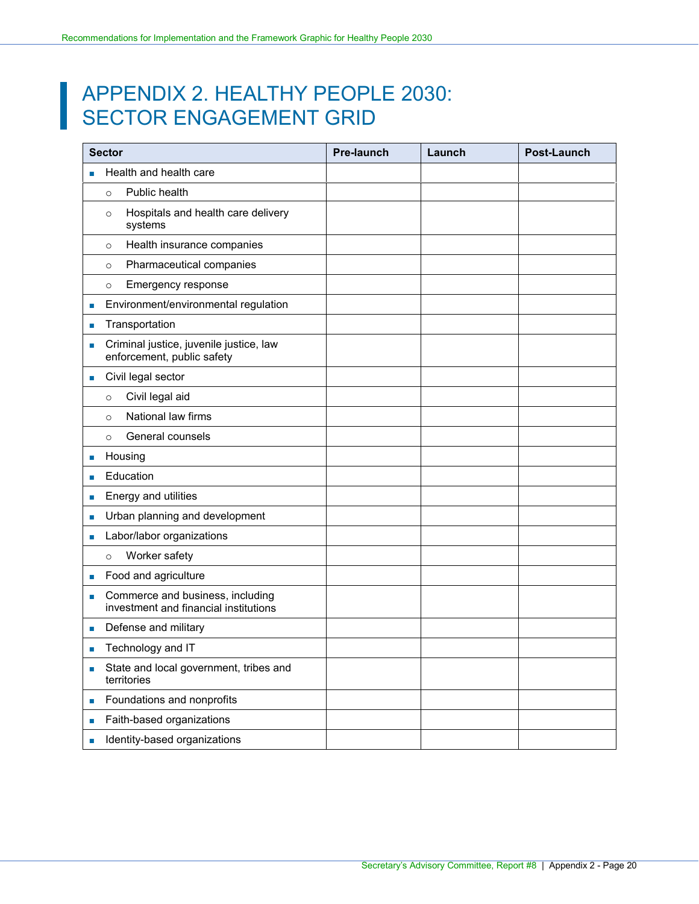# APPENDIX 2. HEALTHY PEOPLE 2030: SECTOR ENGAGEMENT GRID

| Sector | Pre-launch | Launch | Post-Launch |
|---|---|---|---|
| ▪ Health and health care | | | |
| ○ Public health | | | |
| ○ Hospitals and health care delivery systems | | | |
| ○ Health insurance companies | | | |
| ○ Pharmaceutical companies | | | |
| ○ Emergency response | | | |
| ▪ Environment/environmental regulation | | | |
| ▪ Transportation | | | |
| ▪ Criminal justice, juvenile justice, law enforcement, public safety | | | |
| ▪ Civil legal sector | | | |
| ○ Civil legal aid | | | |
| ○ National law firms | | | |
| ○ General counsels | | | |
| ▪ Housing | | | |
| ▪ Education | | | |
| ▪ Energy and utilities | | | |
| ▪ Urban planning and development | | | |
| ▪ Labor/labor organizations | | | |
| ○ Worker safety | | | |
| ▪ Food and agriculture | | | |
| ▪ Commerce and business, including investment and financial institutions | | | |
| ▪ Defense and military | | | |
| ▪ Technology and IT | | | |
| ▪ State and local government, tribes and territories | | | |
| ▪ Foundations and nonprofits | | | |
| ▪ Faith-based organizations | | | |
| ▪ Identity-based organizations | | | |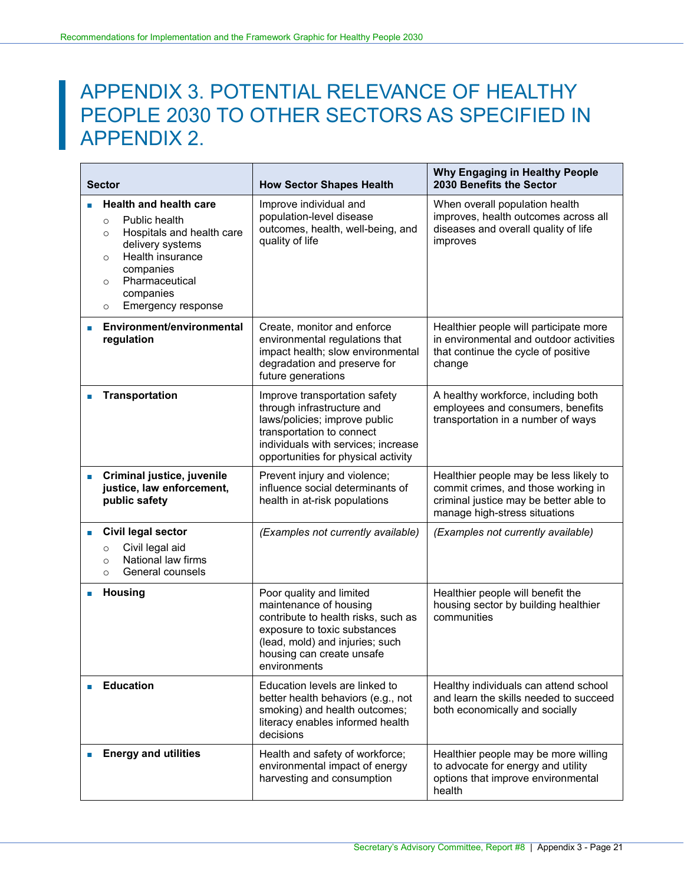# APPENDIX 3. POTENTIAL RELEVANCE OF HEALTHY PEOPLE 2030 TO OTHER SECTORS AS SPECIFIED IN APPENDIX 2.

| Sector | How Sector Shapes Health | Why Engaging in Healthy People 2030 Benefits the Sector |
|---|---|---|
| **Health and health care**<br>○ Public health<br>○ Hospitals and health care delivery systems<br>○ Health insurance companies<br>○ Pharmaceutical companies<br>○ Emergency response | Improve individual and population-level disease outcomes, health, well-being, and quality of life | When overall population health improves, health outcomes across all diseases and overall quality of life improves |
| **Environment/environmental regulation** | Create, monitor and enforce environmental regulations that impact health; slow environmental degradation and preserve for future generations | Healthier people will participate more in environmental and outdoor activities that continue the cycle of positive change |
| **Transportation** | Improve transportation safety through infrastructure and laws/policies; improve public transportation to connect individuals with services; increase opportunities for physical activity | A healthy workforce, including both employees and consumers, benefits transportation in a number of ways |
| **Criminal justice, juvenile justice, law enforcement, public safety** | Prevent injury and violence; influence social determinants of health in at-risk populations | Healthier people may be less likely to commit crimes, and those working in criminal justice may be better able to manage high-stress situations |
| **Civil legal sector**<br>○ Civil legal aid<br>○ National law firms<br>○ General counsels | *(Examples not currently available)* | *(Examples not currently available)* |
| **Housing** | Poor quality and limited maintenance of housing contribute to health risks, such as exposure to toxic substances (lead, mold) and injuries; such housing can create unsafe environments | Healthier people will benefit the housing sector by building healthier communities |
| **Education** | Education levels are linked to better health behaviors (e.g., not smoking) and health outcomes; literacy enables informed health decisions | Healthy individuals can attend school and learn the skills needed to succeed both economically and socially |
| **Energy and utilities** | Health and safety of workforce; environmental impact of energy harvesting and consumption | Healthier people may be more willing to advocate for energy and utility options that improve environmental health |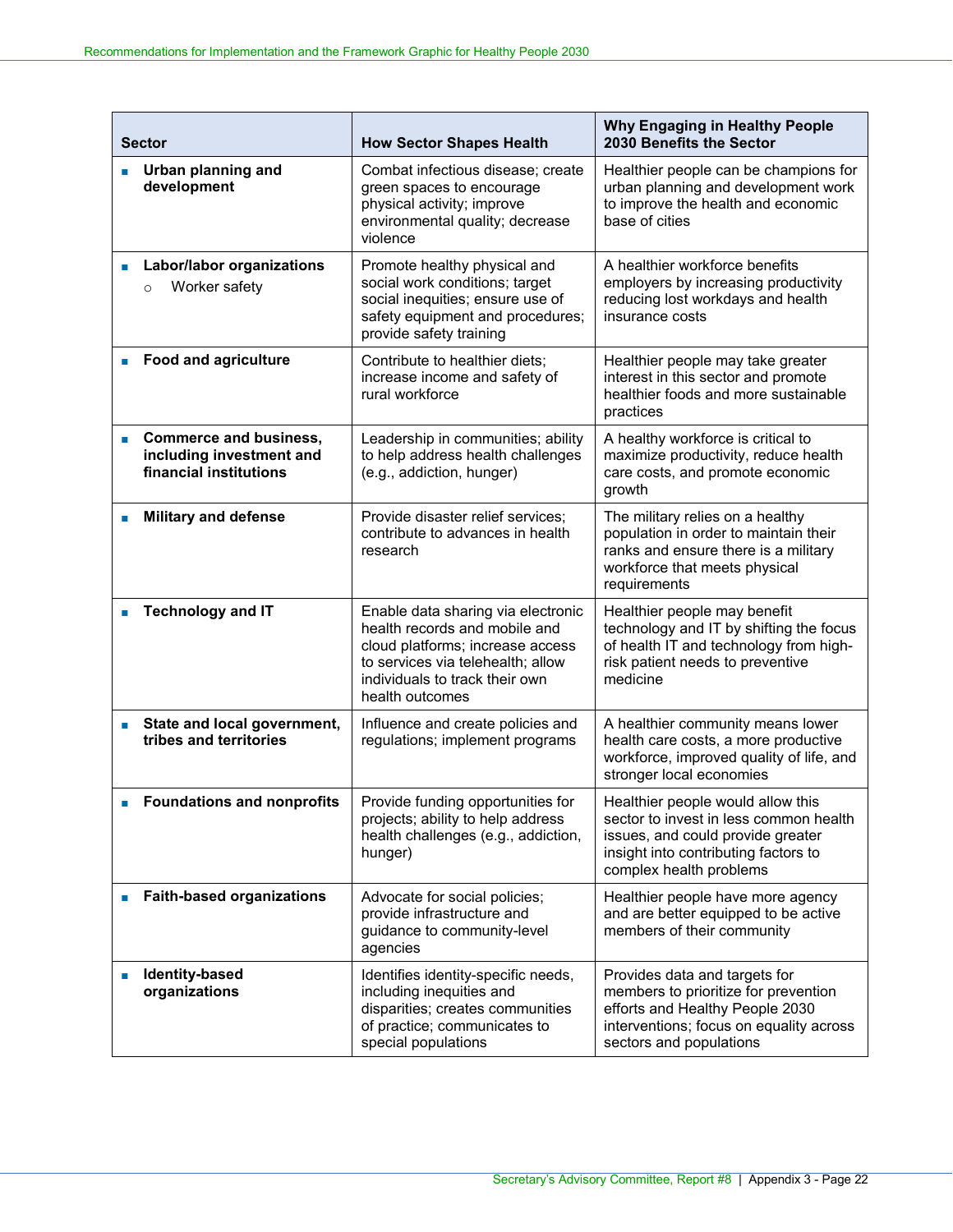| Sector | How Sector Shapes Health | Why Engaging in Healthy People 2030 Benefits the Sector |
|---|---|---|
| ▪ **Urban planning and development** | Combat infectious disease; create green spaces to encourage physical activity; improve environmental quality; decrease violence | Healthier people can be champions for urban planning and development work to improve the health and economic base of cities |
| ▪ **Labor/labor organizations**<br>○ Worker safety | Promote healthy physical and social work conditions; target social inequities; ensure use of safety equipment and procedures; provide safety training | A healthier workforce benefits employers by increasing productivity reducing lost workdays and health insurance costs |
| ▪ **Food and agriculture** | Contribute to healthier diets; increase income and safety of rural workforce | Healthier people may take greater interest in this sector and promote healthier foods and more sustainable practices |
| ▪ **Commerce and business, including investment and financial institutions** | Leadership in communities; ability to help address health challenges (e.g., addiction, hunger) | A healthy workforce is critical to maximize productivity, reduce health care costs, and promote economic growth |
| ▪ **Military and defense** | Provide disaster relief services; contribute to advances in health research | The military relies on a healthy population in order to maintain their ranks and ensure there is a military workforce that meets physical requirements |
| ▪ **Technology and IT** | Enable data sharing via electronic health records and mobile and cloud platforms; increase access to services via telehealth; allow individuals to track their own health outcomes | Healthier people may benefit technology and IT by shifting the focus of health IT and technology from high-risk patient needs to preventive medicine |
| ▪ **State and local government, tribes and territories** | Influence and create policies and regulations; implement programs | A healthier community means lower health care costs, a more productive workforce, improved quality of life, and stronger local economies |
| ▪ **Foundations and nonprofits** | Provide funding opportunities for projects; ability to help address health challenges (e.g., addiction, hunger) | Healthier people would allow this sector to invest in less common health issues, and could provide greater insight into contributing factors to complex health problems |
| ▪ **Faith-based organizations** | Advocate for social policies; provide infrastructure and guidance to community-level agencies | Healthier people have more agency and are better equipped to be active members of their community |
| ▪ **Identity-based organizations** | Identifies identity-specific needs, including inequities and disparities; creates communities of practice; communicates to special populations | Provides data and targets for members to prioritize for prevention efforts and Healthy People 2030 interventions; focus on equality across sectors and populations |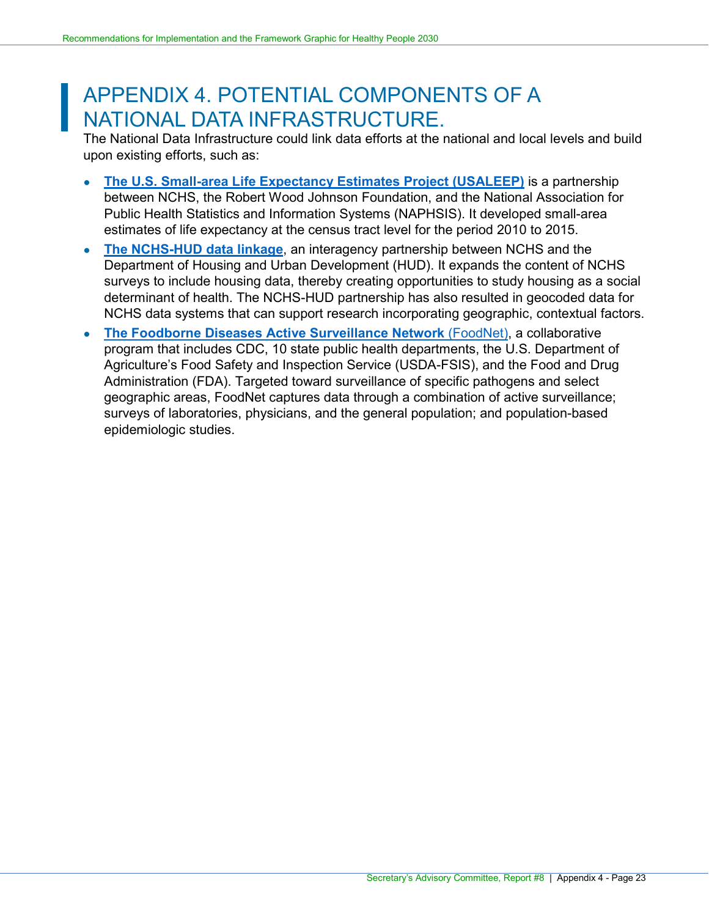# APPENDIX 4. POTENTIAL COMPONENTS OF A NATIONAL DATA INFRASTRUCTURE.

The National Data Infrastructure could link data efforts at the national and local levels and build upon existing efforts, such as:

- **The U.S. Small-area Life Expectancy Estimates Project (USALEEP)** is a partnership between NCHS, the Robert Wood Johnson Foundation, and the National Association for Public Health Statistics and Information Systems (NAPHSIS). It developed small-area estimates of life expectancy at the census tract level for the period 2010 to 2015.
- **The NCHS-HUD data linkage**, an interagency partnership between NCHS and the Department of Housing and Urban Development (HUD). It expands the content of NCHS surveys to include housing data, thereby creating opportunities to study housing as a social determinant of health. The NCHS-HUD partnership has also resulted in geocoded data for NCHS data systems that can support research incorporating geographic, contextual factors.
- **The Foodborne Diseases Active Surveillance Network** (FoodNet), a collaborative program that includes CDC, 10 state public health departments, the U.S. Department of Agriculture's Food Safety and Inspection Service (USDA-FSIS), and the Food and Drug Administration (FDA). Targeted toward surveillance of specific pathogens and select geographic areas, FoodNet captures data through a combination of active surveillance; surveys of laboratories, physicians, and the general population; and population-based epidemiologic studies.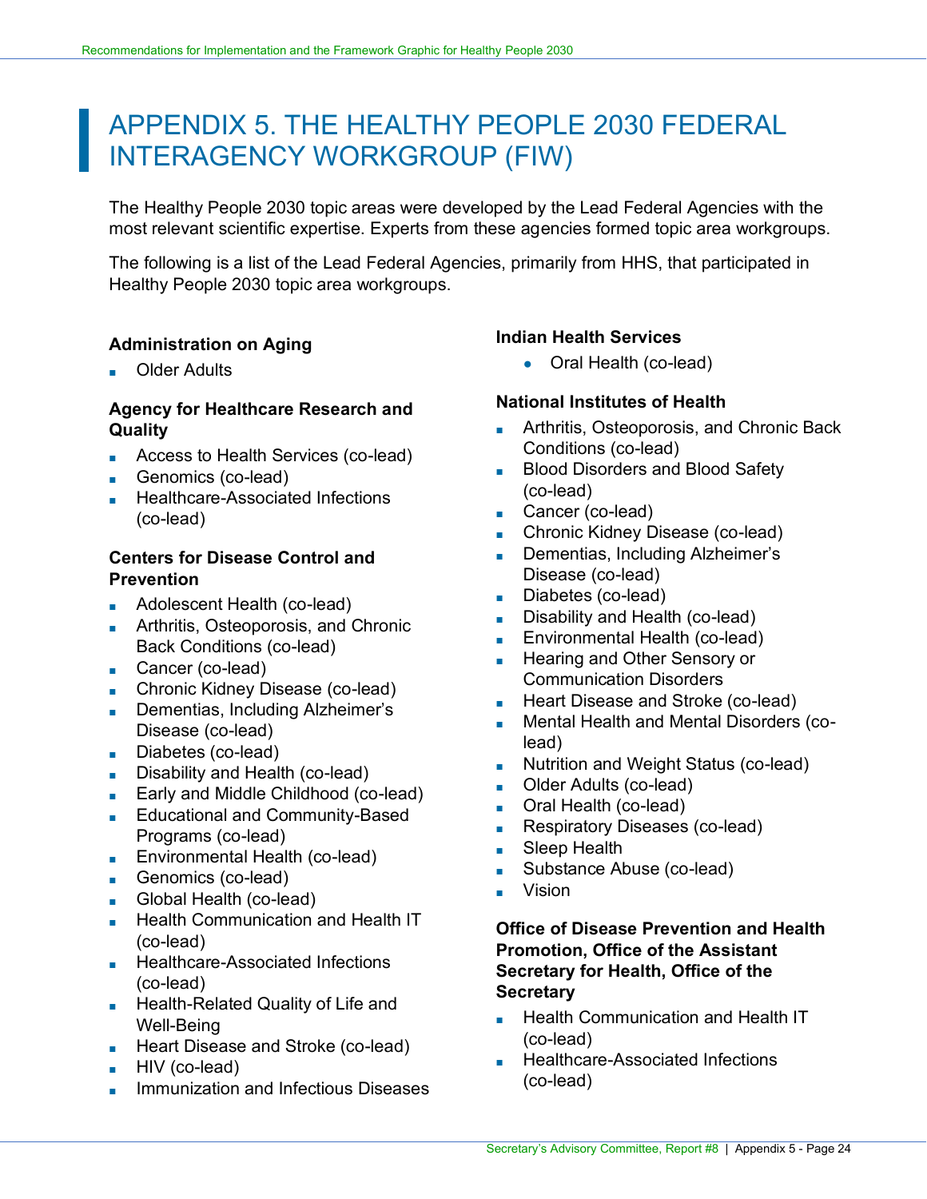# APPENDIX 5. THE HEALTHY PEOPLE 2030 FEDERAL INTERAGENCY WORKGROUP (FIW)

The Healthy People 2030 topic areas were developed by the Lead Federal Agencies with the most relevant scientific expertise. Experts from these agencies formed topic area workgroups.

The following is a list of the Lead Federal Agencies, primarily from HHS, that participated in Healthy People 2030 topic area workgroups.

**Administration on Aging**

- Older Adults

**Agency for Healthcare Research and Quality**

- Access to Health Services (co-lead)
- Genomics (co-lead)
- Healthcare-Associated Infections (co-lead)

**Centers for Disease Control and Prevention**

- Adolescent Health (co-lead)
- Arthritis, Osteoporosis, and Chronic Back Conditions (co-lead)
- Cancer (co-lead)
- Chronic Kidney Disease (co-lead)
- Dementias, Including Alzheimer's Disease (co-lead)
- Diabetes (co-lead)
- Disability and Health (co-lead)
- Early and Middle Childhood (co-lead)
- Educational and Community-Based Programs (co-lead)
- Environmental Health (co-lead)
- Genomics (co-lead)
- Global Health (co-lead)
- Health Communication and Health IT (co-lead)
- Healthcare-Associated Infections (co-lead)
- Health-Related Quality of Life and Well-Being
- Heart Disease and Stroke (co-lead)
- HIV (co-lead)
- Immunization and Infectious Diseases

**Indian Health Services**

- Oral Health (co-lead)

**National Institutes of Health**

- Arthritis, Osteoporosis, and Chronic Back Conditions (co-lead)
- Blood Disorders and Blood Safety (co-lead)
- Cancer (co-lead)
- Chronic Kidney Disease (co-lead)
- Dementias, Including Alzheimer's Disease (co-lead)
- Diabetes (co-lead)
- Disability and Health (co-lead)
- Environmental Health (co-lead)
- Hearing and Other Sensory or Communication Disorders
- Heart Disease and Stroke (co-lead)
- Mental Health and Mental Disorders (co-lead)
- Nutrition and Weight Status (co-lead)
- Older Adults (co-lead)
- Oral Health (co-lead)
- Respiratory Diseases (co-lead)
- Sleep Health
- Substance Abuse (co-lead)
- Vision

**Office of Disease Prevention and Health Promotion, Office of the Assistant Secretary for Health, Office of the Secretary**

- Health Communication and Health IT (co-lead)
- Healthcare-Associated Infections (co-lead)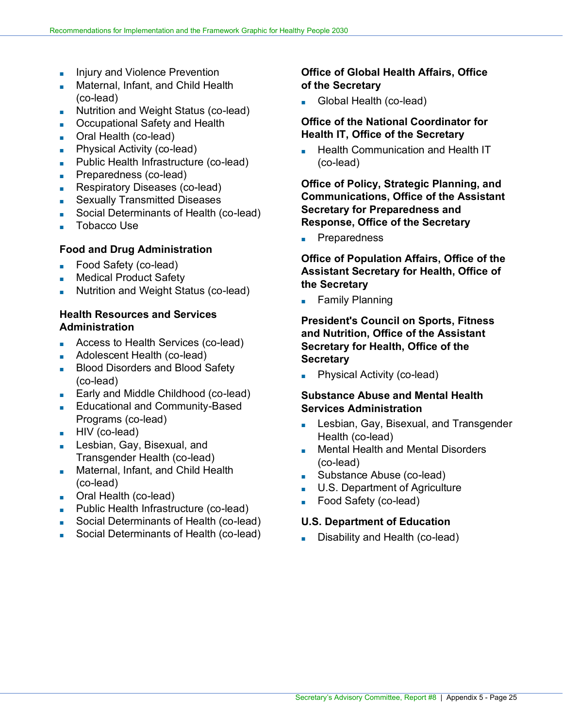- Injury and Violence Prevention
- Maternal, Infant, and Child Health (co-lead)
- Nutrition and Weight Status (co-lead)
- Occupational Safety and Health
- Oral Health (co-lead)
- Physical Activity (co-lead)
- Public Health Infrastructure (co-lead)
- Preparedness (co-lead)
- Respiratory Diseases (co-lead)
- Sexually Transmitted Diseases
- Social Determinants of Health (co-lead)
- Tobacco Use

**Food and Drug Administration**

- Food Safety (co-lead)
- Medical Product Safety
- Nutrition and Weight Status (co-lead)

**Health Resources and Services Administration**

- Access to Health Services (co-lead)
- Adolescent Health (co-lead)
- Blood Disorders and Blood Safety (co-lead)
- Early and Middle Childhood (co-lead)
- Educational and Community-Based Programs (co-lead)
- HIV (co-lead)
- Lesbian, Gay, Bisexual, and Transgender Health (co-lead)
- Maternal, Infant, and Child Health (co-lead)
- Oral Health (co-lead)
- Public Health Infrastructure (co-lead)
- Social Determinants of Health (co-lead)
- Social Determinants of Health (co-lead)

**Office of Global Health Affairs, Office of the Secretary**

- Global Health (co-lead)

**Office of the National Coordinator for Health IT, Office of the Secretary**

- Health Communication and Health IT (co-lead)

**Office of Policy, Strategic Planning, and Communications, Office of the Assistant Secretary for Preparedness and Response, Office of the Secretary**

- Preparedness

**Office of Population Affairs, Office of the Assistant Secretary for Health, Office of the Secretary**

- Family Planning

**President's Council on Sports, Fitness and Nutrition, Office of the Assistant Secretary for Health, Office of the Secretary**

- Physical Activity (co-lead)

**Substance Abuse and Mental Health Services Administration**

- Lesbian, Gay, Bisexual, and Transgender Health (co-lead)
- Mental Health and Mental Disorders (co-lead)
- Substance Abuse (co-lead)
- U.S. Department of Agriculture
- Food Safety (co-lead)

**U.S. Department of Education**

- Disability and Health (co-lead)